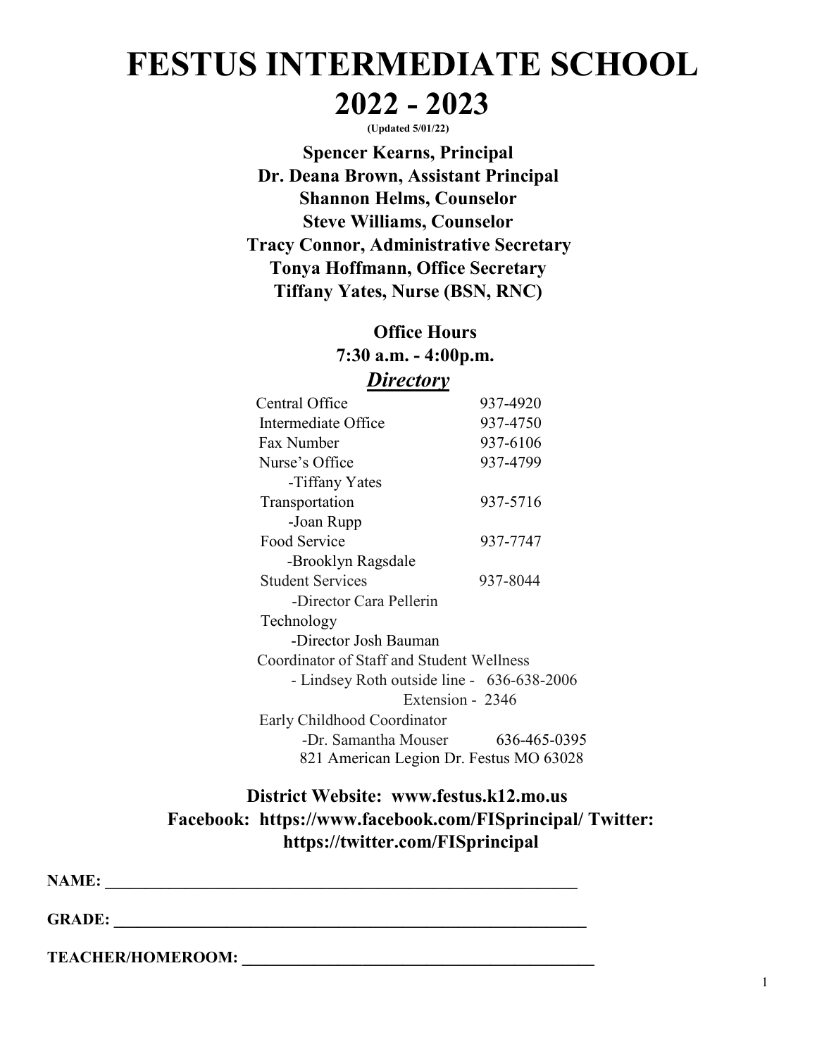# FESTUS INTERMEDIATE SCHOOL
# 2022 - 2023

**(Updated 5/01/22)**

**Spencer Kearns, Principal**
**Dr. Deana Brown, Assistant Principal**
**Shannon Helms, Counselor**
**Steve Williams, Counselor**
**Tracy Connor, Administrative Secretary**
**Tonya Hoffmann, Office Secretary**
**Tiffany Yates, Nurse (BSN, RNC)**

**Office Hours**
**7:30 a.m. - 4:00p.m.**

## ***Directory***

| | |
|---|---|
| Central Office | 937-4920 |
| Intermediate Office | 937-4750 |
| Fax Number | 937-6106 |
| Nurse's Office | 937-4799 |
| -Tiffany Yates | |
| Transportation | 937-5716 |
| -Joan Rupp | |
| Food Service | 937-7747 |
| -Brooklyn Ragsdale | |
| Student Services | 937-8044 |
| -Director Cara Pellerin | |
| Technology | |
| -Director Josh Bauman | |
| Coordinator of Staff and Student Wellness | |
| - Lindsey Roth outside line - | 636-638-2006 |
| Extension - | 2346 |
| Early Childhood Coordinator | |
| -Dr. Samantha Mouser | 636-465-0395 |
| 821 American Legion Dr. Festus MO 63028 | |

**District Website: www.festus.k12.mo.us**
**Facebook: https://www.facebook.com/FISprincipal/ Twitter: https://twitter.com/FISprincipal**

**NAME:** ________________________________________________

**GRADE:** ________________________________________________

**TEACHER/HOMEROOM:** ____________________________________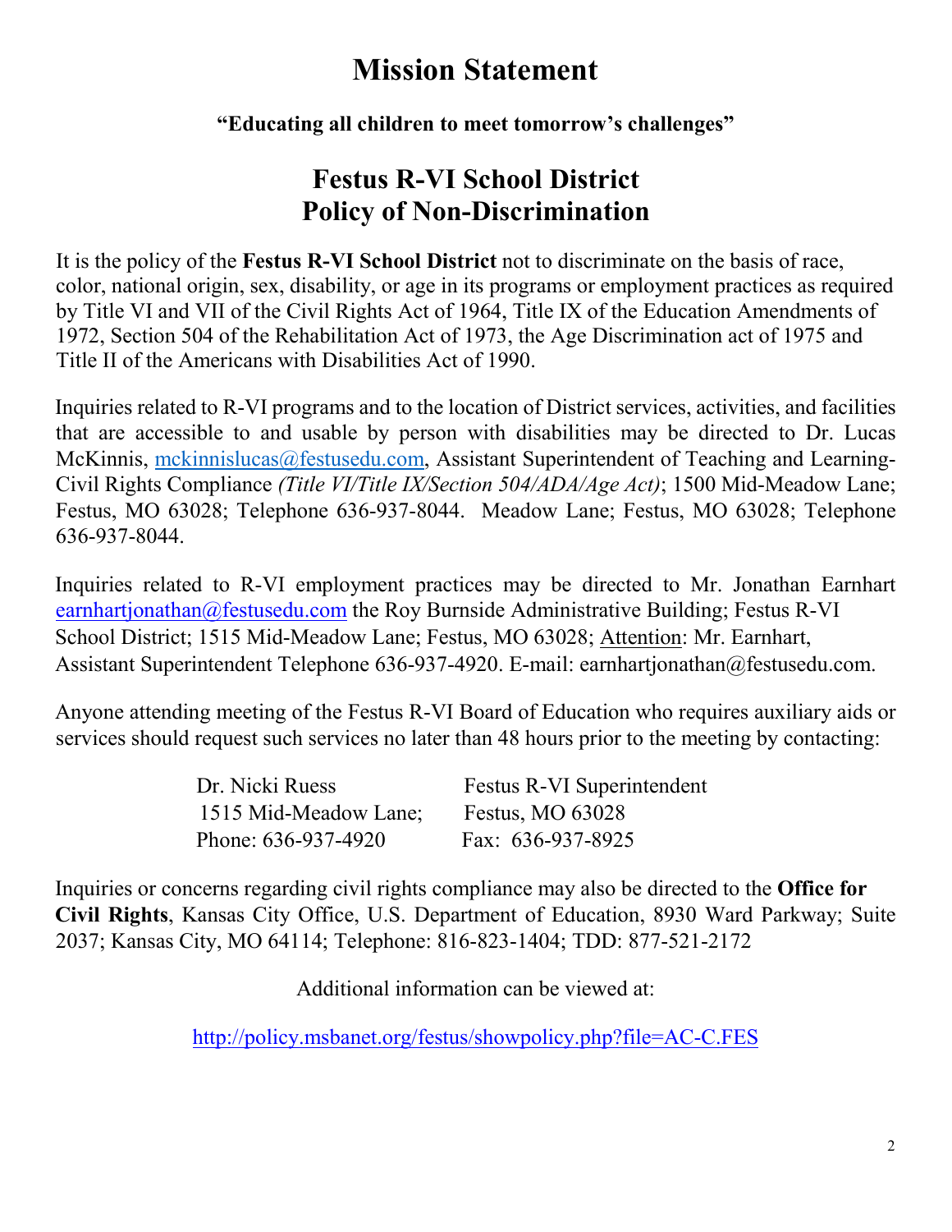# Mission Statement

**"Educating all children to meet tomorrow's challenges"**

## Festus R-VI School District
## Policy of Non-Discrimination

It is the policy of the **Festus R-VI School District** not to discriminate on the basis of race, color, national origin, sex, disability, or age in its programs or employment practices as required by Title VI and VII of the Civil Rights Act of 1964, Title IX of the Education Amendments of 1972, Section 504 of the Rehabilitation Act of 1973, the Age Discrimination act of 1975 and Title II of the Americans with Disabilities Act of 1990.

Inquiries related to R-VI programs and to the location of District services, activities, and facilities that are accessible to and usable by person with disabilities may be directed to Dr. Lucas McKinnis, mckinnislucas@festusedu.com, Assistant Superintendent of Teaching and Learning-Civil Rights Compliance *(Title VI/Title IX/Section 504/ADA/Age Act)*; 1500 Mid-Meadow Lane; Festus, MO 63028; Telephone 636-937-8044. Meadow Lane; Festus, MO 63028; Telephone 636-937-8044.

Inquiries related to R-VI employment practices may be directed to Mr. Jonathan Earnhart earnhartjonathan@festusedu.com the Roy Burnside Administrative Building; Festus R-VI School District; 1515 Mid-Meadow Lane; Festus, MO 63028; Attention: Mr. Earnhart, Assistant Superintendent Telephone 636-937-4920. E-mail: earnhartjonathan@festusedu.com.

Anyone attending meeting of the Festus R-VI Board of Education who requires auxiliary aids or services should request such services no later than 48 hours prior to the meeting by contacting:

| | |
|---|---|
| Dr. Nicki Ruess | Festus R-VI Superintendent |
| 1515 Mid-Meadow Lane; | Festus, MO 63028 |
| Phone: 636-937-4920 | Fax: 636-937-8925 |

Inquiries or concerns regarding civil rights compliance may also be directed to the **Office for Civil Rights**, Kansas City Office, U.S. Department of Education, 8930 Ward Parkway; Suite 2037; Kansas City, MO 64114; Telephone: 816-823-1404; TDD: 877-521-2172

Additional information can be viewed at:

http://policy.msbanet.org/festus/showpolicy.php?file=AC-C.FES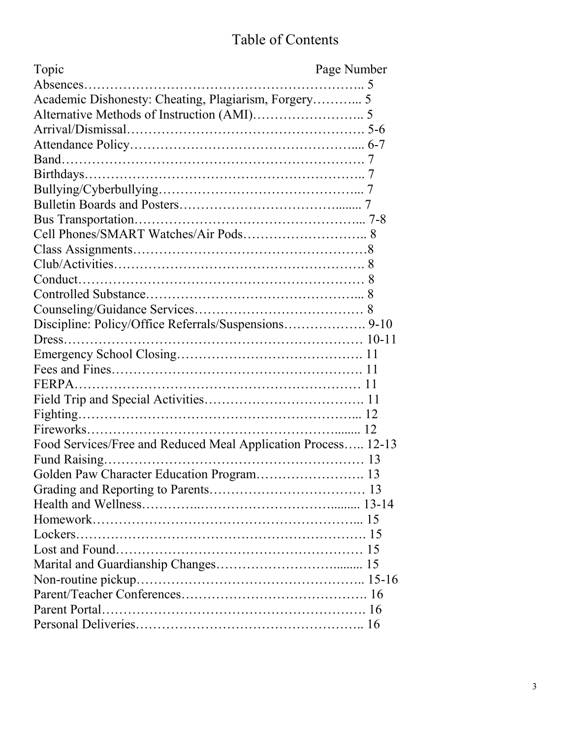# Table of Contents

| Topic | Page Number |
|---|---|
| Absences | 5 |
| Academic Dishonesty: Cheating, Plagiarism, Forgery | 5 |
| Alternative Methods of Instruction (AMI) | 5 |
| Arrival/Dismissal | 5-6 |
| Attendance Policy | 6-7 |
| Band | 7 |
| Birthdays | 7 |
| Bullying/Cyberbullying | 7 |
| Bulletin Boards and Posters | 7 |
| Bus Transportation | 7-8 |
| Cell Phones/SMART Watches/Air Pods | 8 |
| Class Assignments | 8 |
| Club/Activities | 8 |
| Conduct | 8 |
| Controlled Substance | 8 |
| Counseling/Guidance Services | 8 |
| Discipline: Policy/Office Referrals/Suspensions | 9-10 |
| Dress | 10-11 |
| Emergency School Closing | 11 |
| Fees and Fines | 11 |
| FERPA | 11 |
| Field Trip and Special Activities | 11 |
| Fighting | 12 |
| Fireworks | 12 |
| Food Services/Free and Reduced Meal Application Process | 12-13 |
| Fund Raising | 13 |
| Golden Paw Character Education Program | 13 |
| Grading and Reporting to Parents | 13 |
| Health and Wellness | 13-14 |
| Homework | 15 |
| Lockers | 15 |
| Lost and Found | 15 |
| Marital and Guardianship Changes | 15 |
| Non-routine pickup | 15-16 |
| Parent/Teacher Conferences | 16 |
| Parent Portal | 16 |
| Personal Deliveries | 16 |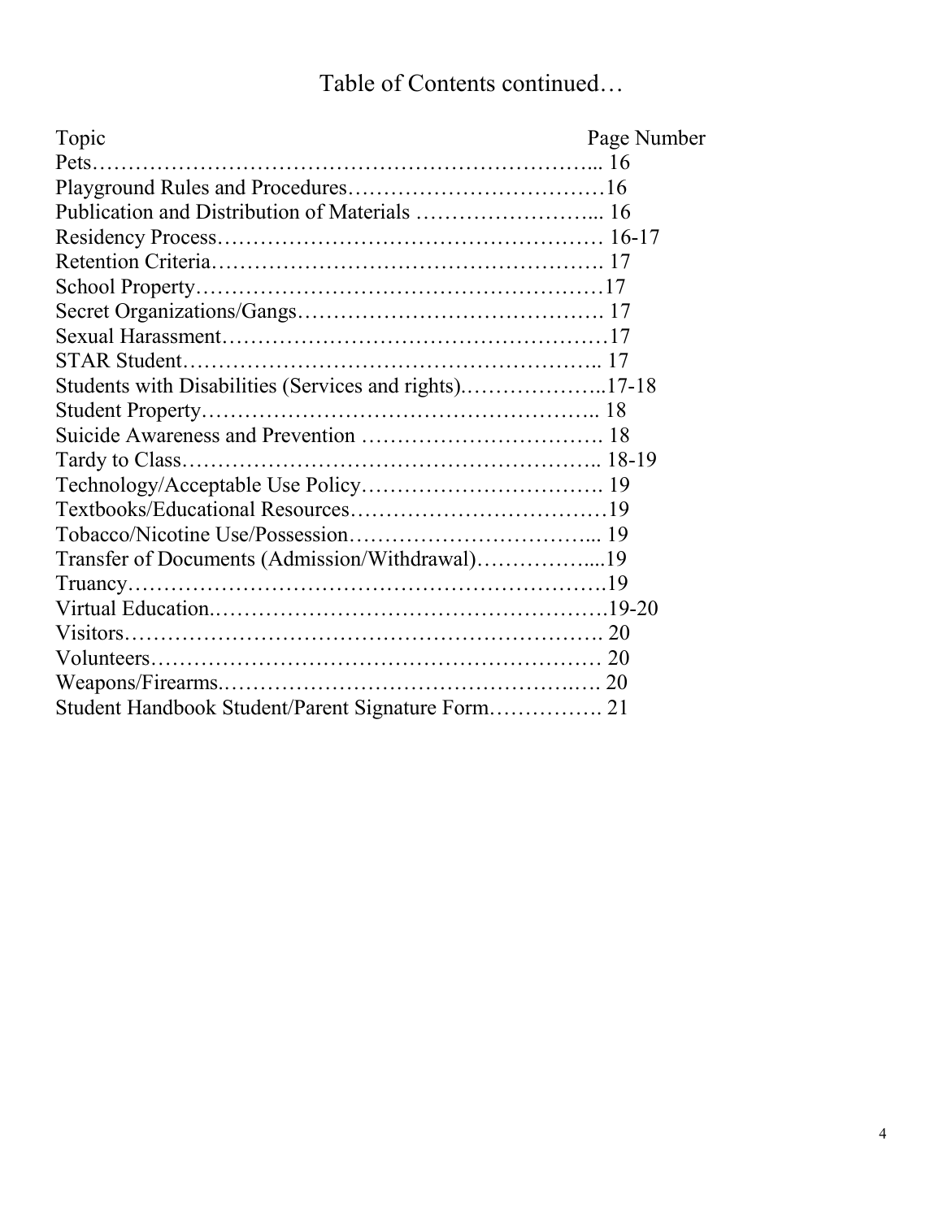# Table of Contents continued…

| Topic | Page Number |
|---|---|
| Pets | 16 |
| Playground Rules and Procedures | 16 |
| Publication and Distribution of Materials | 16 |
| Residency Process | 16-17 |
| Retention Criteria | 17 |
| School Property | 17 |
| Secret Organizations/Gangs | 17 |
| Sexual Harassment | 17 |
| STAR Student | 17 |
| Students with Disabilities (Services and rights) | 17-18 |
| Student Property | 18 |
| Suicide Awareness and Prevention | 18 |
| Tardy to Class | 18-19 |
| Technology/Acceptable Use Policy | 19 |
| Textbooks/Educational Resources | 19 |
| Tobacco/Nicotine Use/Possession | 19 |
| Transfer of Documents (Admission/Withdrawal) | 19 |
| Truancy | 19 |
| Virtual Education | 19-20 |
| Visitors | 20 |
| Volunteers | 20 |
| Weapons/Firearms | 20 |
| Student Handbook Student/Parent Signature Form | 21 |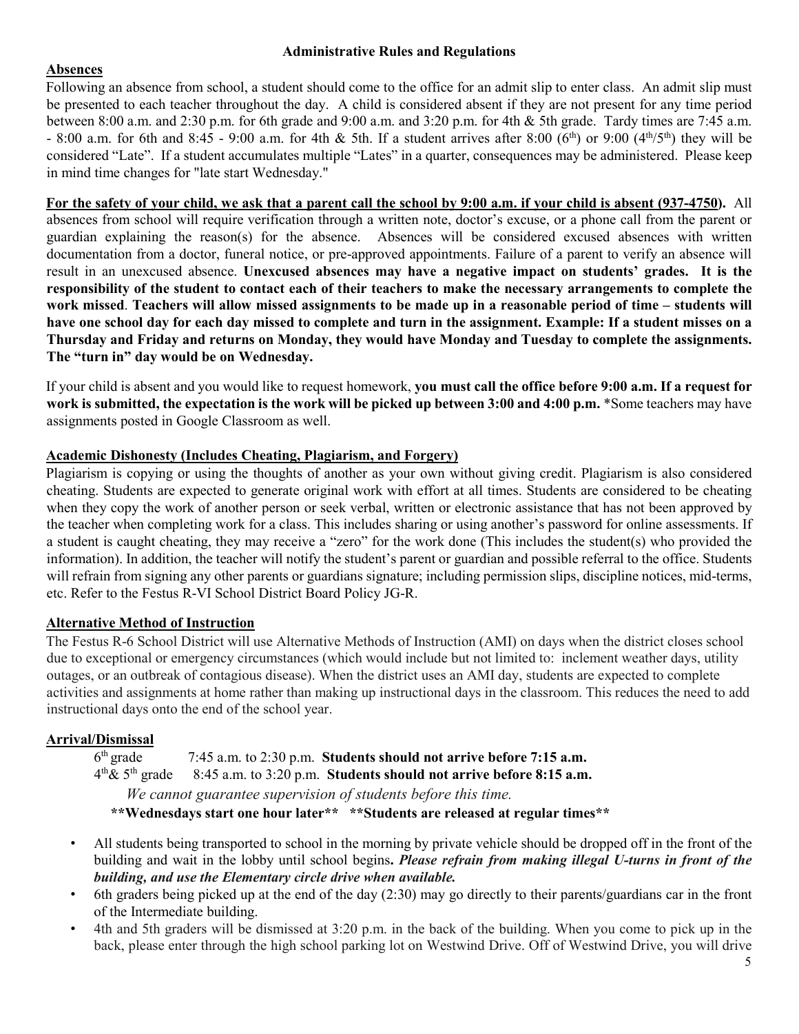## Administrative Rules and Regulations

### Absences

Following an absence from school, a student should come to the office for an admit slip to enter class. An admit slip must be presented to each teacher throughout the day. A child is considered absent if they are not present for any time period between 8:00 a.m. and 2:30 p.m. for 6th grade and 9:00 a.m. and 3:20 p.m. for 4th & 5th grade. Tardy times are 7:45 a.m. - 8:00 a.m. for 6th and 8:45 - 9:00 a.m. for 4th & 5th. If a student arrives after 8:00 (6th) or 9:00 (4th/5th) they will be considered "Late". If a student accumulates multiple "Lates" in a quarter, consequences may be administered. Please keep in mind time changes for "late start Wednesday."

**For the safety of your child, we ask that a parent call the school by 9:00 a.m. if your child is absent (937-4750).** All absences from school will require verification through a written note, doctor's excuse, or a phone call from the parent or guardian explaining the reason(s) for the absence. Absences will be considered excused absences with written documentation from a doctor, funeral notice, or pre-approved appointments. Failure of a parent to verify an absence will result in an unexcused absence. **Unexcused absences may have a negative impact on students' grades. It is the responsibility of the student to contact each of their teachers to make the necessary arrangements to complete the work missed**. **Teachers will allow missed assignments to be made up in a reasonable period of time – students will have one school day for each day missed to complete and turn in the assignment. Example: If a student misses on a Thursday and Friday and returns on Monday, they would have Monday and Tuesday to complete the assignments. The "turn in" day would be on Wednesday.**

If your child is absent and you would like to request homework, **you must call the office before 9:00 a.m. If a request for work is submitted, the expectation is the work will be picked up between 3:00 and 4:00 p.m.** *Some teachers may have assignments posted in Google Classroom as well.

### Academic Dishonesty (Includes Cheating, Plagiarism, and Forgery)

Plagiarism is copying or using the thoughts of another as your own without giving credit. Plagiarism is also considered cheating. Students are expected to generate original work with effort at all times. Students are considered to be cheating when they copy the work of another person or seek verbal, written or electronic assistance that has not been approved by the teacher when completing work for a class. This includes sharing or using another's password for online assessments. If a student is caught cheating, they may receive a "zero" for the work done (This includes the student(s) who provided the information). In addition, the teacher will notify the student's parent or guardian and possible referral to the office. Students will refrain from signing any other parents or guardians signature; including permission slips, discipline notices, mid-terms, etc. Refer to the Festus R-VI School District Board Policy JG-R.

### Alternative Method of Instruction

The Festus R-6 School District will use Alternative Methods of Instruction (AMI) on days when the district closes school due to exceptional or emergency circumstances (which would include but not limited to: inclement weather days, utility outages, or an outbreak of contagious disease). When the district uses an AMI day, students are expected to complete activities and assignments at home rather than making up instructional days in the classroom. This reduces the need to add instructional days onto the end of the school year.

### Arrival/Dismissal

6th grade 7:45 a.m. to 2:30 p.m. **Students should not arrive before 7:15 a.m.**
4th & 5th grade 8:45 a.m. to 3:20 p.m. **Students should not arrive before 8:15 a.m.**

*We cannot guarantee supervision of students before this time.*

**\*\*Wednesdays start one hour later\*\* \*\*Students are released at regular times\*\***

- All students being transported to school in the morning by private vehicle should be dropped off in the front of the building and wait in the lobby until school begins**.** ***Please refrain from making illegal U-turns in front of the building, and use the Elementary circle drive when available.***
- 6th graders being picked up at the end of the day (2:30) may go directly to their parents/guardians car in the front of the Intermediate building.
- 4th and 5th graders will be dismissed at 3:20 p.m. in the back of the building. When you come to pick up in the back, please enter through the high school parking lot on Westwind Drive. Off of Westwind Drive, you will drive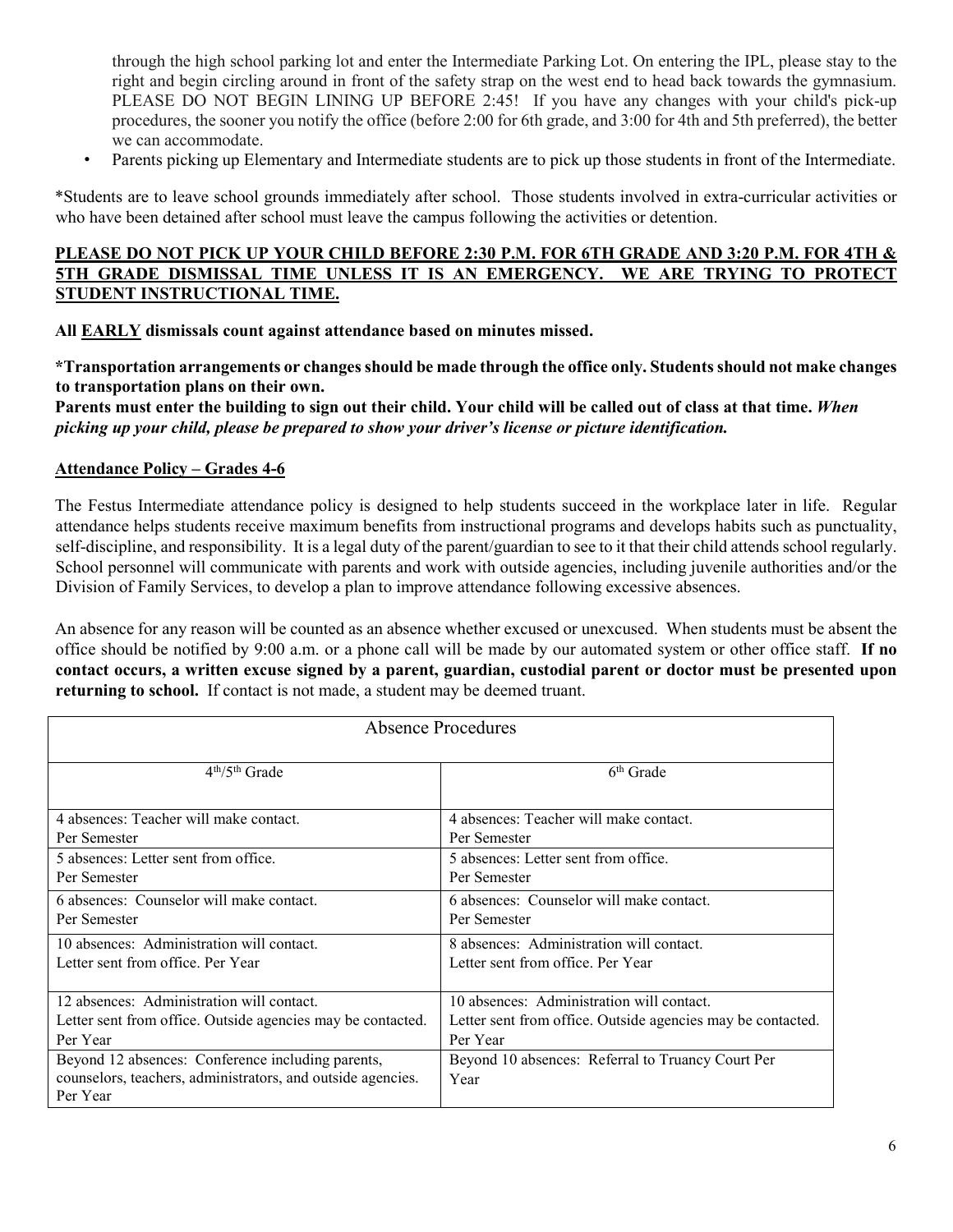through the high school parking lot and enter the Intermediate Parking Lot. On entering the IPL, please stay to the right and begin circling around in front of the safety strap on the west end to head back towards the gymnasium. PLEASE DO NOT BEGIN LINING UP BEFORE 2:45! If you have any changes with your child's pick-up procedures, the sooner you notify the office (before 2:00 for 6th grade, and 3:00 for 4th and 5th preferred), the better we can accommodate.

- Parents picking up Elementary and Intermediate students are to pick up those students in front of the Intermediate.

*Students are to leave school grounds immediately after school. Those students involved in extra-curricular activities or who have been detained after school must leave the campus following the activities or detention.

**<u>PLEASE DO NOT PICK UP YOUR CHILD BEFORE 2:30 P.M. FOR 6TH GRADE AND 3:20 P.M. FOR 4TH & 5TH GRADE DISMISSAL TIME UNLESS IT IS AN EMERGENCY. WE ARE TRYING TO PROTECT STUDENT INSTRUCTIONAL TIME.</u>**

**All <u>EARLY</u> dismissals count against attendance based on minutes missed.**

**\*Transportation arrangements or changes should be made through the office only. Students should not make changes to transportation plans on their own.**
**Parents must enter the building to sign out their child. Your child will be called out of class at that time.** ***When picking up your child, please be prepared to show your driver's license or picture identification.***

## <u>Attendance Policy – Grades 4-6</u>

The Festus Intermediate attendance policy is designed to help students succeed in the workplace later in life. Regular attendance helps students receive maximum benefits from instructional programs and develops habits such as punctuality, self-discipline, and responsibility. It is a legal duty of the parent/guardian to see to it that their child attends school regularly. School personnel will communicate with parents and work with outside agencies, including juvenile authorities and/or the Division of Family Services, to develop a plan to improve attendance following excessive absences.

An absence for any reason will be counted as an absence whether excused or unexcused. When students must be absent the office should be notified by 9:00 a.m. or a phone call will be made by our automated system or other office staff. **If no contact occurs, a written excuse signed by a parent, guardian, custodial parent or doctor must be presented upon returning to school.** If contact is not made, a student may be deemed truant.

| Absence Procedures | |
|---|---|
| 4th/5th Grade | 6th Grade |
| 4 absences: Teacher will make contact. Per Semester | 4 absences: Teacher will make contact. Per Semester |
| 5 absences: Letter sent from office. Per Semester | 5 absences: Letter sent from office. Per Semester |
| 6 absences: Counselor will make contact. Per Semester | 6 absences: Counselor will make contact. Per Semester |
| 10 absences: Administration will contact. Letter sent from office. Per Year | 8 absences: Administration will contact. Letter sent from office. Per Year |
| 12 absences: Administration will contact. Letter sent from office. Outside agencies may be contacted. Per Year | 10 absences: Administration will contact. Letter sent from office. Outside agencies may be contacted. Per Year |
| Beyond 12 absences: Conference including parents, counselors, teachers, administrators, and outside agencies. Per Year | Beyond 10 absences: Referral to Truancy Court Per Year |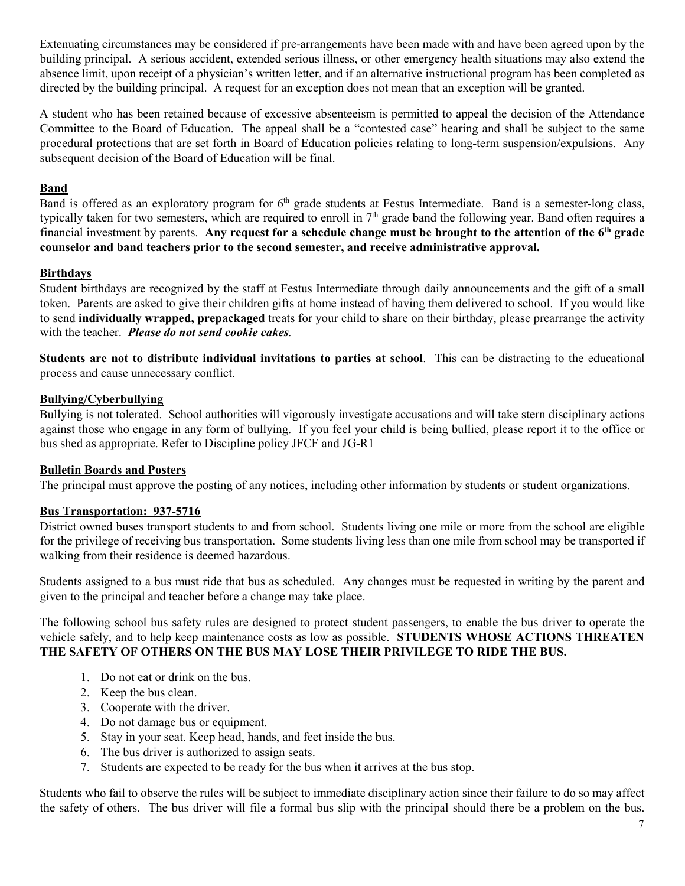Extenuating circumstances may be considered if pre-arrangements have been made with and have been agreed upon by the building principal. A serious accident, extended serious illness, or other emergency health situations may also extend the absence limit, upon receipt of a physician's written letter, and if an alternative instructional program has been completed as directed by the building principal. A request for an exception does not mean that an exception will be granted.

A student who has been retained because of excessive absenteeism is permitted to appeal the decision of the Attendance Committee to the Board of Education. The appeal shall be a "contested case" hearing and shall be subject to the same procedural protections that are set forth in Board of Education policies relating to long-term suspension/expulsions. Any subsequent decision of the Board of Education will be final.

## Band

Band is offered as an exploratory program for 6th grade students at Festus Intermediate. Band is a semester-long class, typically taken for two semesters, which are required to enroll in 7th grade band the following year. Band often requires a financial investment by parents. **Any request for a schedule change must be brought to the attention of the 6th grade counselor and band teachers prior to the second semester, and receive administrative approval.**

## Birthdays

Student birthdays are recognized by the staff at Festus Intermediate through daily announcements and the gift of a small token. Parents are asked to give their children gifts at home instead of having them delivered to school. If you would like to send **individually wrapped, prepackaged** treats for your child to share on their birthday, please prearrange the activity with the teacher. ***Please do not send cookie cakes***.

**Students are not to distribute individual invitations to parties at school**. This can be distracting to the educational process and cause unnecessary conflict.

## Bullying/Cyberbullying

Bullying is not tolerated. School authorities will vigorously investigate accusations and will take stern disciplinary actions against those who engage in any form of bullying. If you feel your child is being bullied, please report it to the office or bus shed as appropriate. Refer to Discipline policy JFCF and JG-R1

## Bulletin Boards and Posters

The principal must approve the posting of any notices, including other information by students or student organizations.

## Bus Transportation: 937-5716

District owned buses transport students to and from school. Students living one mile or more from the school are eligible for the privilege of receiving bus transportation. Some students living less than one mile from school may be transported if walking from their residence is deemed hazardous.

Students assigned to a bus must ride that bus as scheduled. Any changes must be requested in writing by the parent and given to the principal and teacher before a change may take place.

The following school bus safety rules are designed to protect student passengers, to enable the bus driver to operate the vehicle safely, and to help keep maintenance costs as low as possible. **STUDENTS WHOSE ACTIONS THREATEN THE SAFETY OF OTHERS ON THE BUS MAY LOSE THEIR PRIVILEGE TO RIDE THE BUS.**

1. Do not eat or drink on the bus.
2. Keep the bus clean.
3. Cooperate with the driver.
4. Do not damage bus or equipment.
5. Stay in your seat. Keep head, hands, and feet inside the bus.
6. The bus driver is authorized to assign seats.
7. Students are expected to be ready for the bus when it arrives at the bus stop.

Students who fail to observe the rules will be subject to immediate disciplinary action since their failure to do so may affect the safety of others. The bus driver will file a formal bus slip with the principal should there be a problem on the bus.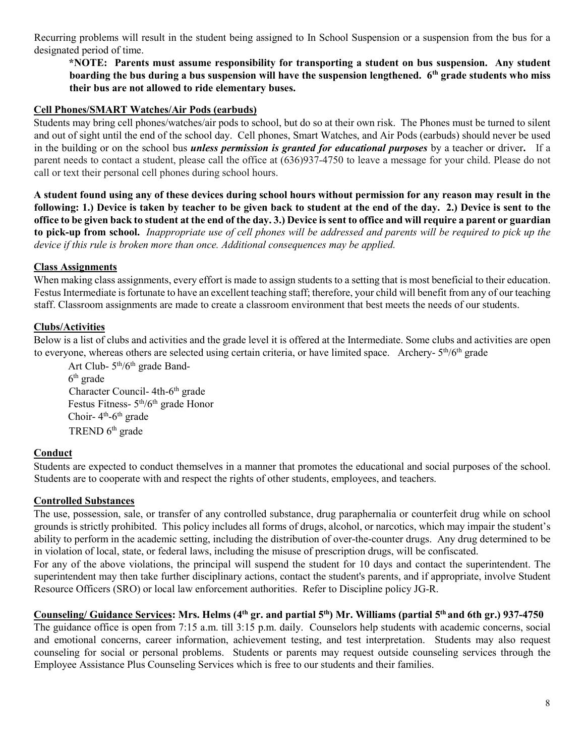Recurring problems will result in the student being assigned to In School Suspension or a suspension from the bus for a designated period of time.

**\*NOTE: Parents must assume responsibility for transporting a student on bus suspension. Any student boarding the bus during a bus suspension will have the suspension lengthened. 6th grade students who miss their bus are not allowed to ride elementary buses.**

## Cell Phones/SMART Watches/Air Pods (earbuds)

Students may bring cell phones/watches/air pods to school, but do so at their own risk. The Phones must be turned to silent and out of sight until the end of the school day. Cell phones, Smart Watches, and Air Pods (earbuds) should never be used in the building or on the school bus ***unless permission is granted for educational purposes*** by a teacher or driver**.** If a parent needs to contact a student, please call the office at (636)937-4750 to leave a message for your child. Please do not call or text their personal cell phones during school hours.

**A student found using any of these devices during school hours without permission for any reason may result in the following: 1.) Device is taken by teacher to be given back to student at the end of the day. 2.) Device is sent to the office to be given back to student at the end of the day. 3.) Device is sent to office and will require a parent or guardian to pick-up from school.** *Inappropriate use of cell phones will be addressed and parents will be required to pick up the device if this rule is broken more than once. Additional consequences may be applied.*

## Class Assignments

When making class assignments, every effort is made to assign students to a setting that is most beneficial to their education. Festus Intermediate is fortunate to have an excellent teaching staff; therefore, your child will benefit from any of our teaching staff. Classroom assignments are made to create a classroom environment that best meets the needs of our students.

## Clubs/Activities

Below is a list of clubs and activities and the grade level it is offered at the Intermediate. Some clubs and activities are open to everyone, whereas others are selected using certain criteria, or have limited space.

- Archery- 5th/6th grade
- Art Club- 5th/6th grade
- Band- 6th grade
- Character Council- 4th-6th grade
- Festus Fitness- 5th/6th grade
- Honor Choir- 4th-6th grade
- TREND 6th grade

## Conduct

Students are expected to conduct themselves in a manner that promotes the educational and social purposes of the school. Students are to cooperate with and respect the rights of other students, employees, and teachers.

## Controlled Substances

The use, possession, sale, or transfer of any controlled substance, drug paraphernalia or counterfeit drug while on school grounds is strictly prohibited. This policy includes all forms of drugs, alcohol, or narcotics, which may impair the student's ability to perform in the academic setting, including the distribution of over-the-counter drugs. Any drug determined to be in violation of local, state, or federal laws, including the misuse of prescription drugs, will be confiscated.

For any of the above violations, the principal will suspend the student for 10 days and contact the superintendent. The superintendent may then take further disciplinary actions, contact the student's parents, and if appropriate, involve Student Resource Officers (SRO) or local law enforcement authorities. Refer to Discipline policy JG-R.

## Counseling/ Guidance Services: Mrs. Helms (4th gr. and partial 5th) Mr. Williams (partial 5th and 6th gr.) 937-4750

The guidance office is open from 7:15 a.m. till 3:15 p.m. daily. Counselors help students with academic concerns, social and emotional concerns, career information, achievement testing, and test interpretation. Students may also request counseling for social or personal problems. Students or parents may request outside counseling services through the Employee Assistance Plus Counseling Services which is free to our students and their families.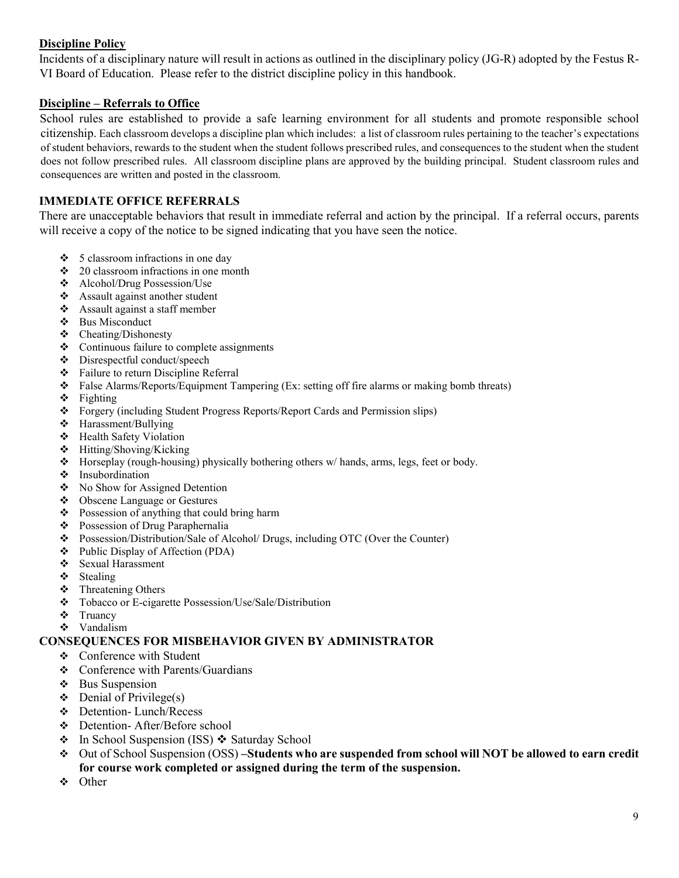**Discipline Policy**

Incidents of a disciplinary nature will result in actions as outlined in the disciplinary policy (JG-R) adopted by the Festus R-VI Board of Education. Please refer to the district discipline policy in this handbook.

**Discipline – Referrals to Office**

School rules are established to provide a safe learning environment for all students and promote responsible school citizenship. Each classroom develops a discipline plan which includes: a list of classroom rules pertaining to the teacher's expectations of student behaviors, rewards to the student when the student follows prescribed rules, and consequences to the student when the student does not follow prescribed rules. All classroom discipline plans are approved by the building principal. Student classroom rules and consequences are written and posted in the classroom.

### IMMEDIATE OFFICE REFERRALS

There are unacceptable behaviors that result in immediate referral and action by the principal. If a referral occurs, parents will receive a copy of the notice to be signed indicating that you have seen the notice.

- 5 classroom infractions in one day
- 20 classroom infractions in one month
- Alcohol/Drug Possession/Use
- Assault against another student
- Assault against a staff member
- Bus Misconduct
- Cheating/Dishonesty
- Continuous failure to complete assignments
- Disrespectful conduct/speech
- Failure to return Discipline Referral
- False Alarms/Reports/Equipment Tampering (Ex: setting off fire alarms or making bomb threats)
- Fighting
- Forgery (including Student Progress Reports/Report Cards and Permission slips)
- Harassment/Bullying
- Health Safety Violation
- Hitting/Shoving/Kicking
- Horseplay (rough-housing) physically bothering others w/ hands, arms, legs, feet or body.
- Insubordination
- No Show for Assigned Detention
- Obscene Language or Gestures
- Possession of anything that could bring harm
- Possession of Drug Paraphernalia
- Possession/Distribution/Sale of Alcohol/ Drugs, including OTC (Over the Counter)
- Public Display of Affection (PDA)
- Sexual Harassment
- Stealing
- Threatening Others
- Tobacco or E-cigarette Possession/Use/Sale/Distribution
- Truancy
- Vandalism

### CONSEQUENCES FOR MISBEHAVIOR GIVEN BY ADMINISTRATOR

- Conference with Student
- Conference with Parents/Guardians
- Bus Suspension
- Denial of Privilege(s)
- Detention- Lunch/Recess
- Detention- After/Before school
- In School Suspension (ISS)
- Saturday School
- Out of School Suspension (OSS) –**Students who are suspended from school will NOT be allowed to earn credit for course work completed or assigned during the term of the suspension.**
- Other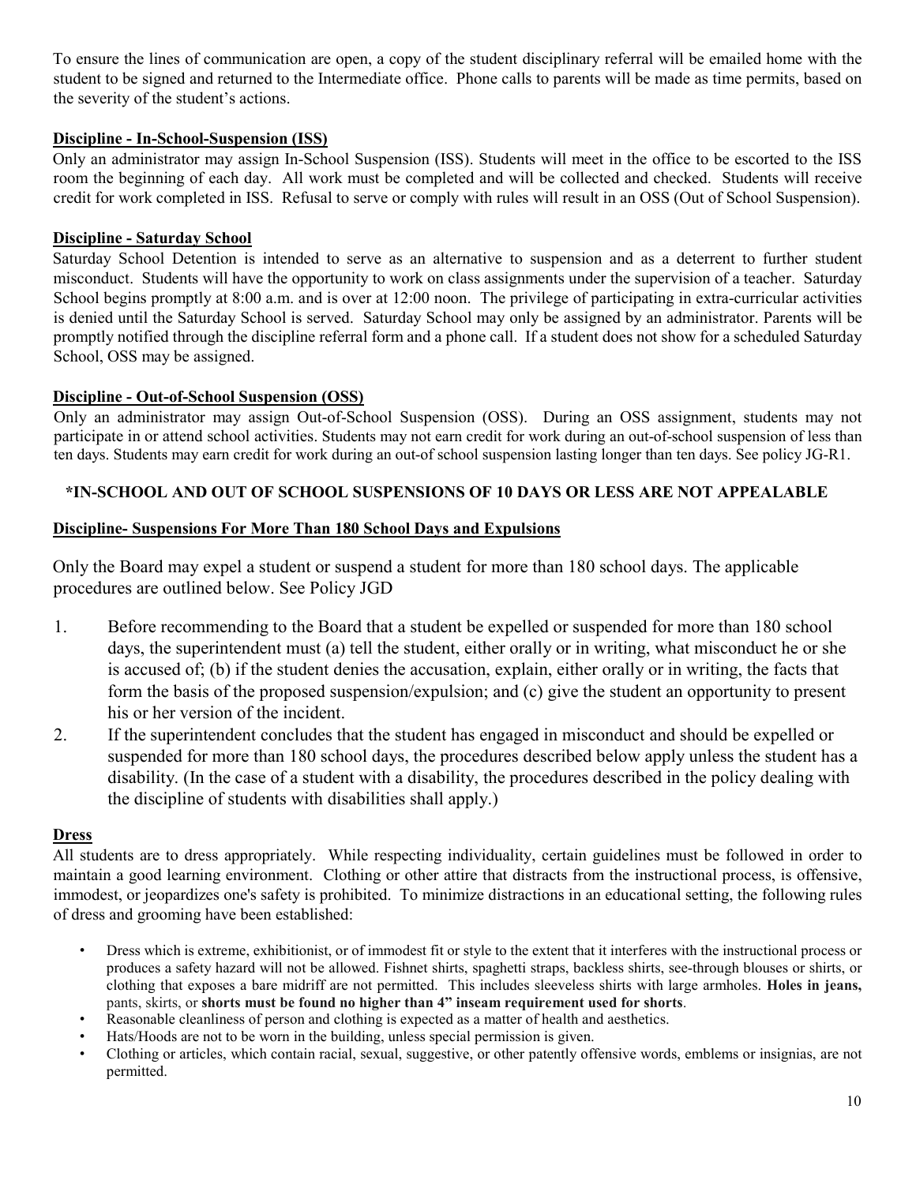To ensure the lines of communication are open, a copy of the student disciplinary referral will be emailed home with the student to be signed and returned to the Intermediate office. Phone calls to parents will be made as time permits, based on the severity of the student's actions.

**Discipline - In-School-Suspension (ISS)**

Only an administrator may assign In-School Suspension (ISS). Students will meet in the office to be escorted to the ISS room the beginning of each day. All work must be completed and will be collected and checked. Students will receive credit for work completed in ISS. Refusal to serve or comply with rules will result in an OSS (Out of School Suspension).

**Discipline - Saturday School**

Saturday School Detention is intended to serve as an alternative to suspension and as a deterrent to further student misconduct. Students will have the opportunity to work on class assignments under the supervision of a teacher. Saturday School begins promptly at 8:00 a.m. and is over at 12:00 noon. The privilege of participating in extra-curricular activities is denied until the Saturday School is served. Saturday School may only be assigned by an administrator. Parents will be promptly notified through the discipline referral form and a phone call. If a student does not show for a scheduled Saturday School, OSS may be assigned.

**Discipline - Out-of-School Suspension (OSS)**

Only an administrator may assign Out-of-School Suspension (OSS). During an OSS assignment, students may not participate in or attend school activities. Students may not earn credit for work during an out-of-school suspension of less than ten days. Students may earn credit for work during an out-of school suspension lasting longer than ten days. See policy JG-R1.

**\*IN-SCHOOL AND OUT OF SCHOOL SUSPENSIONS OF 10 DAYS OR LESS ARE NOT APPEALABLE**

**Discipline- Suspensions For More Than 180 School Days and Expulsions**

Only the Board may expel a student or suspend a student for more than 180 school days. The applicable procedures are outlined below. See Policy JGD

1. Before recommending to the Board that a student be expelled or suspended for more than 180 school days, the superintendent must (a) tell the student, either orally or in writing, what misconduct he or she is accused of; (b) if the student denies the accusation, explain, either orally or in writing, the facts that form the basis of the proposed suspension/expulsion; and (c) give the student an opportunity to present his or her version of the incident.
2. If the superintendent concludes that the student has engaged in misconduct and should be expelled or suspended for more than 180 school days, the procedures described below apply unless the student has a disability. (In the case of a student with a disability, the procedures described in the policy dealing with the discipline of students with disabilities shall apply.)

**Dress**

All students are to dress appropriately. While respecting individuality, certain guidelines must be followed in order to maintain a good learning environment. Clothing or other attire that distracts from the instructional process, is offensive, immodest, or jeopardizes one's safety is prohibited. To minimize distractions in an educational setting, the following rules of dress and grooming have been established:

- Dress which is extreme, exhibitionist, or of immodest fit or style to the extent that it interferes with the instructional process or produces a safety hazard will not be allowed. Fishnet shirts, spaghetti straps, backless shirts, see-through blouses or shirts, or clothing that exposes a bare midriff are not permitted. This includes sleeveless shirts with large armholes. **Holes in jeans,** pants, skirts, or **shorts must be found no higher than 4" inseam requirement used for shorts**.
- Reasonable cleanliness of person and clothing is expected as a matter of health and aesthetics.
- Hats/Hoods are not to be worn in the building, unless special permission is given.
- Clothing or articles, which contain racial, sexual, suggestive, or other patently offensive words, emblems or insignias, are not permitted.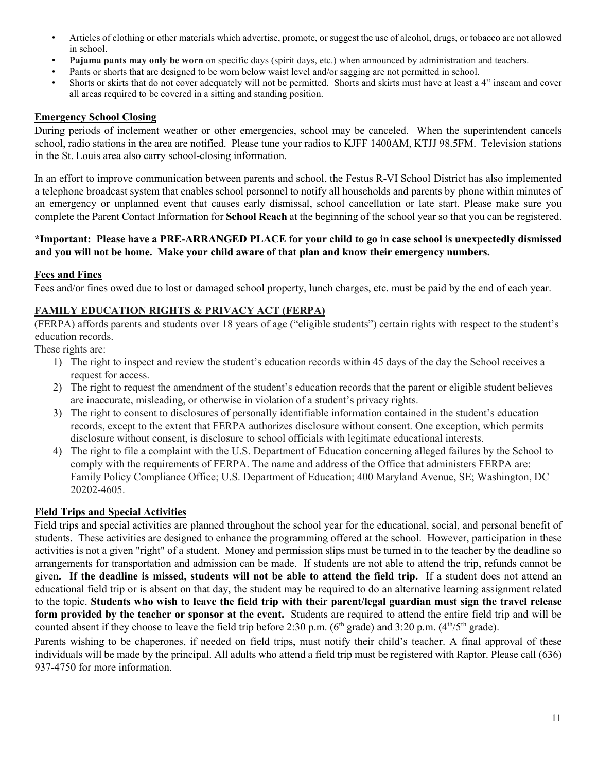- Articles of clothing or other materials which advertise, promote, or suggest the use of alcohol, drugs, or tobacco are not allowed in school.
- **Pajama pants may only be worn** on specific days (spirit days, etc.) when announced by administration and teachers.
- Pants or shorts that are designed to be worn below waist level and/or sagging are not permitted in school.
- Shorts or skirts that do not cover adequately will not be permitted. Shorts and skirts must have at least a 4" inseam and cover all areas required to be covered in a sitting and standing position.

## Emergency School Closing

During periods of inclement weather or other emergencies, school may be canceled. When the superintendent cancels school, radio stations in the area are notified. Please tune your radios to KJFF 1400AM, KTJJ 98.5FM. Television stations in the St. Louis area also carry school-closing information.

In an effort to improve communication between parents and school, the Festus R-VI School District has also implemented a telephone broadcast system that enables school personnel to notify all households and parents by phone within minutes of an emergency or unplanned event that causes early dismissal, school cancellation or late start. Please make sure you complete the Parent Contact Information for **School Reach** at the beginning of the school year so that you can be registered.

**\*Important: Please have a PRE-ARRANGED PLACE for your child to go in case school is unexpectedly dismissed and you will not be home. Make your child aware of that plan and know their emergency numbers.**

## Fees and Fines

Fees and/or fines owed due to lost or damaged school property, lunch charges, etc. must be paid by the end of each year.

## FAMILY EDUCATION RIGHTS & PRIVACY ACT (FERPA)

(FERPA) affords parents and students over 18 years of age ("eligible students") certain rights with respect to the student's education records.

These rights are:

1) The right to inspect and review the student's education records within 45 days of the day the School receives a request for access.
2) The right to request the amendment of the student's education records that the parent or eligible student believes are inaccurate, misleading, or otherwise in violation of a student's privacy rights.
3) The right to consent to disclosures of personally identifiable information contained in the student's education records, except to the extent that FERPA authorizes disclosure without consent. One exception, which permits disclosure without consent, is disclosure to school officials with legitimate educational interests.
4) The right to file a complaint with the U.S. Department of Education concerning alleged failures by the School to comply with the requirements of FERPA. The name and address of the Office that administers FERPA are: Family Policy Compliance Office; U.S. Department of Education; 400 Maryland Avenue, SE; Washington, DC 20202-4605.

## Field Trips and Special Activities

Field trips and special activities are planned throughout the school year for the educational, social, and personal benefit of students. These activities are designed to enhance the programming offered at the school. However, participation in these activities is not a given "right" of a student. Money and permission slips must be turned in to the teacher by the deadline so arrangements for transportation and admission can be made. If students are not able to attend the trip, refunds cannot be given**. If the deadline is missed, students will not be able to attend the field trip.** If a student does not attend an educational field trip or is absent on that day, the student may be required to do an alternative learning assignment related to the topic. **Students who wish to leave the field trip with their parent/legal guardian must sign the travel release form provided by the teacher or sponsor at the event.** Students are required to attend the entire field trip and will be counted absent if they choose to leave the field trip before 2:30 p.m. (6th grade) and 3:20 p.m. (4th/5th grade).

Parents wishing to be chaperones, if needed on field trips, must notify their child's teacher. A final approval of these individuals will be made by the principal. All adults who attend a field trip must be registered with Raptor. Please call (636) 937-4750 for more information.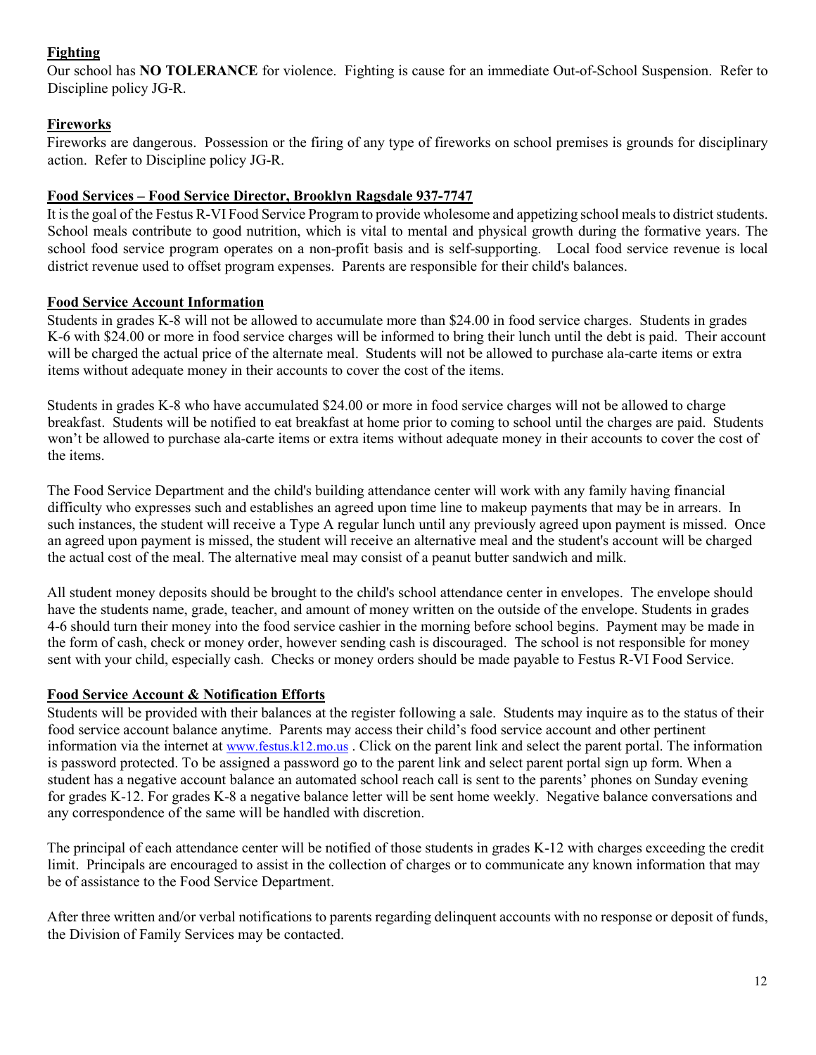**Fighting**

Our school has **NO TOLERANCE** for violence. Fighting is cause for an immediate Out-of-School Suspension. Refer to Discipline policy JG-R.

**Fireworks**

Fireworks are dangerous. Possession or the firing of any type of fireworks on school premises is grounds for disciplinary action. Refer to Discipline policy JG-R.

**Food Services – Food Service Director, Brooklyn Ragsdale 937-7747**

It is the goal of the Festus R-VI Food Service Program to provide wholesome and appetizing school meals to district students. School meals contribute to good nutrition, which is vital to mental and physical growth during the formative years. The school food service program operates on a non-profit basis and is self-supporting. Local food service revenue is local district revenue used to offset program expenses. Parents are responsible for their child's balances.

**Food Service Account Information**

Students in grades K-8 will not be allowed to accumulate more than $24.00 in food service charges. Students in grades K-6 with $24.00 or more in food service charges will be informed to bring their lunch until the debt is paid. Their account will be charged the actual price of the alternate meal. Students will not be allowed to purchase ala-carte items or extra items without adequate money in their accounts to cover the cost of the items.

Students in grades K-8 who have accumulated $24.00 or more in food service charges will not be allowed to charge breakfast. Students will be notified to eat breakfast at home prior to coming to school until the charges are paid. Students won't be allowed to purchase ala-carte items or extra items without adequate money in their accounts to cover the cost of the items.

The Food Service Department and the child's building attendance center will work with any family having financial difficulty who expresses such and establishes an agreed upon time line to makeup payments that may be in arrears. In such instances, the student will receive a Type A regular lunch until any previously agreed upon payment is missed. Once an agreed upon payment is missed, the student will receive an alternative meal and the student's account will be charged the actual cost of the meal. The alternative meal may consist of a peanut butter sandwich and milk.

All student money deposits should be brought to the child's school attendance center in envelopes. The envelope should have the students name, grade, teacher, and amount of money written on the outside of the envelope. Students in grades 4-6 should turn their money into the food service cashier in the morning before school begins. Payment may be made in the form of cash, check or money order, however sending cash is discouraged. The school is not responsible for money sent with your child, especially cash. Checks or money orders should be made payable to Festus R-VI Food Service.

**Food Service Account & Notification Efforts**

Students will be provided with their balances at the register following a sale. Students may inquire as to the status of their food service account balance anytime. Parents may access their child's food service account and other pertinent information via the internet at www.festus.k12.mo.us . Click on the parent link and select the parent portal. The information is password protected. To be assigned a password go to the parent link and select parent portal sign up form. When a student has a negative account balance an automated school reach call is sent to the parents' phones on Sunday evening for grades K-12. For grades K-8 a negative balance letter will be sent home weekly. Negative balance conversations and any correspondence of the same will be handled with discretion.

The principal of each attendance center will be notified of those students in grades K-12 with charges exceeding the credit limit. Principals are encouraged to assist in the collection of charges or to communicate any known information that may be of assistance to the Food Service Department.

After three written and/or verbal notifications to parents regarding delinquent accounts with no response or deposit of funds, the Division of Family Services may be contacted.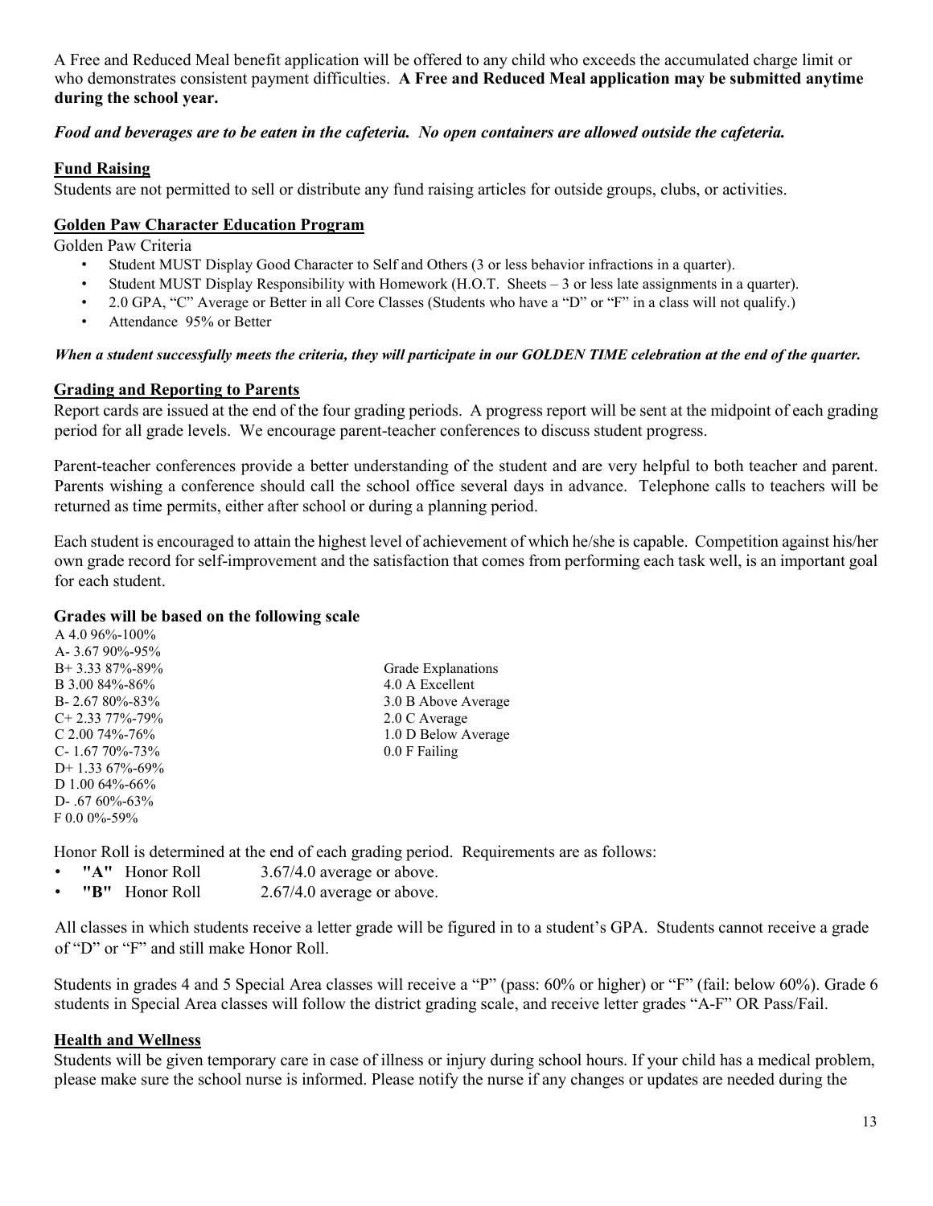A Free and Reduced Meal benefit application will be offered to any child who exceeds the accumulated charge limit or who demonstrates consistent payment difficulties. **A Free and Reduced Meal application may be submitted anytime during the school year.**

***Food and beverages are to be eaten in the cafeteria. No open containers are allowed outside the cafeteria.***

## Fund Raising

Students are not permitted to sell or distribute any fund raising articles for outside groups, clubs, or activities.

## Golden Paw Character Education Program

Golden Paw Criteria

- Student MUST Display Good Character to Self and Others (3 or less behavior infractions in a quarter).
- Student MUST Display Responsibility with Homework (H.O.T. Sheets – 3 or less late assignments in a quarter).
- 2.0 GPA, "C" Average or Better in all Core Classes (Students who have a "D" or "F" in a class will not qualify.)
- Attendance 95% or Better

***When a student successfully meets the criteria, they will participate in our GOLDEN TIME celebration at the end of the quarter.***

## Grading and Reporting to Parents

Report cards are issued at the end of the four grading periods. A progress report will be sent at the midpoint of each grading period for all grade levels. We encourage parent-teacher conferences to discuss student progress.

Parent-teacher conferences provide a better understanding of the student and are very helpful to both teacher and parent. Parents wishing a conference should call the school office several days in advance. Telephone calls to teachers will be returned as time permits, either after school or during a planning period.

Each student is encouraged to attain the highest level of achievement of which he/she is capable. Competition against his/her own grade record for self-improvement and the satisfaction that comes from performing each task well, is an important goal for each student.

### Grades will be based on the following scale

A 4.0 96%-100%
A- 3.67 90%-95%
B+ 3.33 87%-89%
B 3.00 84%-86%
B- 2.67 80%-83%
C+ 2.33 77%-79%
C 2.00 74%-76%
C- 1.67 70%-73%
D+ 1.33 67%-69%
D 1.00 64%-66%
D- .67 60%-63%
F 0.0 0%-59%

Grade Explanations
4.0 A Excellent
3.0 B Above Average
2.0 C Average
1.0 D Below Average
0.0 F Failing

Honor Roll is determined at the end of each grading period. Requirements are as follows:

- **"A"** Honor Roll 3.67/4.0 average or above.
- **"B"** Honor Roll 2.67/4.0 average or above.

All classes in which students receive a letter grade will be figured in to a student's GPA. Students cannot receive a grade of "D" or "F" and still make Honor Roll.

Students in grades 4 and 5 Special Area classes will receive a "P" (pass: 60% or higher) or "F" (fail: below 60%). Grade 6 students in Special Area classes will follow the district grading scale, and receive letter grades "A-F" OR Pass/Fail.

## Health and Wellness

Students will be given temporary care in case of illness or injury during school hours. If your child has a medical problem, please make sure the school nurse is informed. Please notify the nurse if any changes or updates are needed during the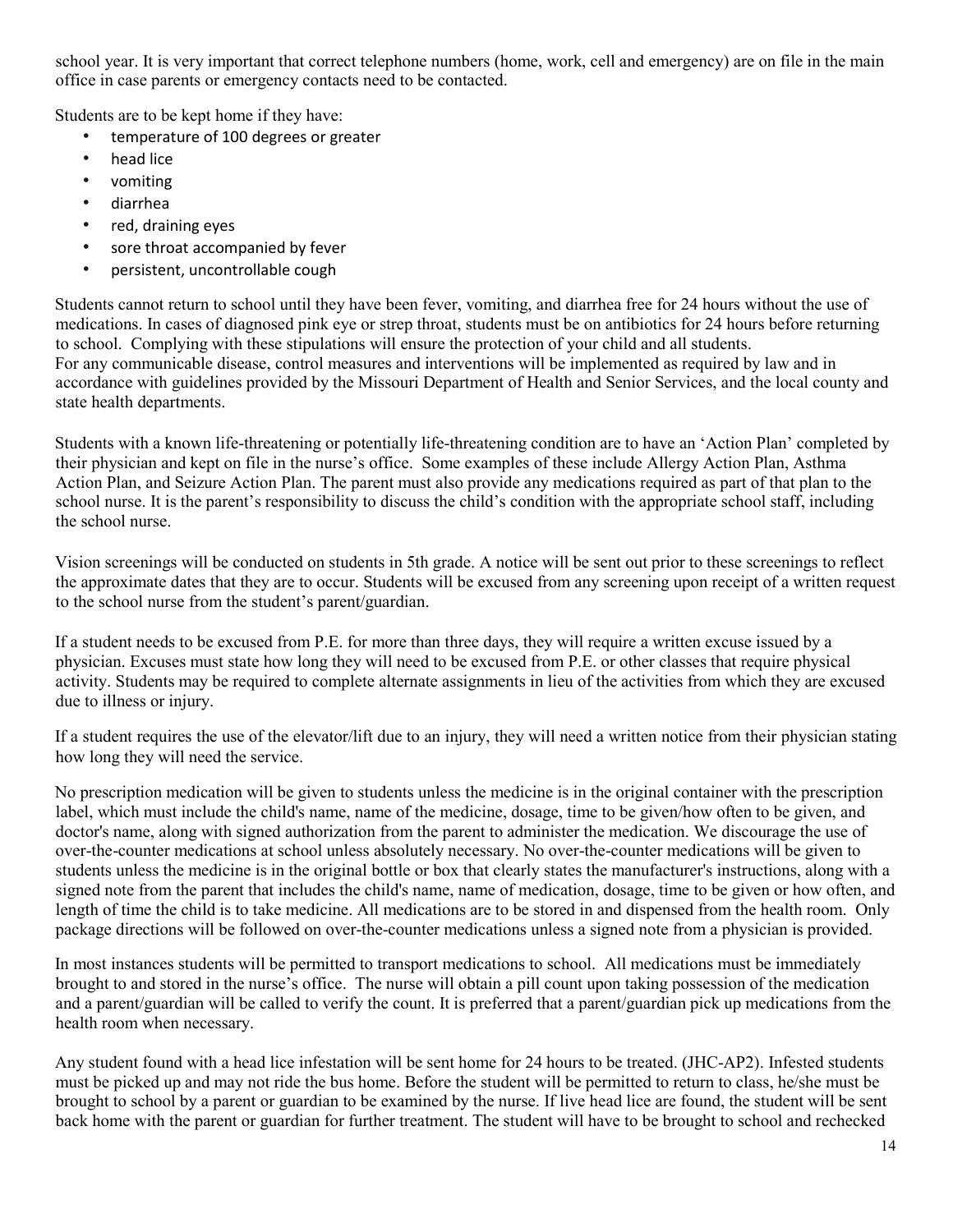school year. It is very important that correct telephone numbers (home, work, cell and emergency) are on file in the main office in case parents or emergency contacts need to be contacted.

Students are to be kept home if they have:

- temperature of 100 degrees or greater
- head lice
- vomiting
- diarrhea
- red, draining eyes
- sore throat accompanied by fever
- persistent, uncontrollable cough

Students cannot return to school until they have been fever, vomiting, and diarrhea free for 24 hours without the use of medications. In cases of diagnosed pink eye or strep throat, students must be on antibiotics for 24 hours before returning to school. Complying with these stipulations will ensure the protection of your child and all students.
For any communicable disease, control measures and interventions will be implemented as required by law and in accordance with guidelines provided by the Missouri Department of Health and Senior Services, and the local county and state health departments.

Students with a known life-threatening or potentially life-threatening condition are to have an 'Action Plan' completed by their physician and kept on file in the nurse's office. Some examples of these include Allergy Action Plan, Asthma Action Plan, and Seizure Action Plan. The parent must also provide any medications required as part of that plan to the school nurse. It is the parent's responsibility to discuss the child's condition with the appropriate school staff, including the school nurse.

Vision screenings will be conducted on students in 5th grade. A notice will be sent out prior to these screenings to reflect the approximate dates that they are to occur. Students will be excused from any screening upon receipt of a written request to the school nurse from the student's parent/guardian.

If a student needs to be excused from P.E. for more than three days, they will require a written excuse issued by a physician. Excuses must state how long they will need to be excused from P.E. or other classes that require physical activity. Students may be required to complete alternate assignments in lieu of the activities from which they are excused due to illness or injury.

If a student requires the use of the elevator/lift due to an injury, they will need a written notice from their physician stating how long they will need the service.

No prescription medication will be given to students unless the medicine is in the original container with the prescription label, which must include the child's name, name of the medicine, dosage, time to be given/how often to be given, and doctor's name, along with signed authorization from the parent to administer the medication. We discourage the use of over-the-counter medications at school unless absolutely necessary. No over-the-counter medications will be given to students unless the medicine is in the original bottle or box that clearly states the manufacturer's instructions, along with a signed note from the parent that includes the child's name, name of medication, dosage, time to be given or how often, and length of time the child is to take medicine. All medications are to be stored in and dispensed from the health room. Only package directions will be followed on over-the-counter medications unless a signed note from a physician is provided.

In most instances students will be permitted to transport medications to school. All medications must be immediately brought to and stored in the nurse's office. The nurse will obtain a pill count upon taking possession of the medication and a parent/guardian will be called to verify the count. It is preferred that a parent/guardian pick up medications from the health room when necessary.

Any student found with a head lice infestation will be sent home for 24 hours to be treated. (JHC-AP2). Infested students must be picked up and may not ride the bus home. Before the student will be permitted to return to class, he/she must be brought to school by a parent or guardian to be examined by the nurse. If live head lice are found, the student will be sent back home with the parent or guardian for further treatment. The student will have to be brought to school and rechecked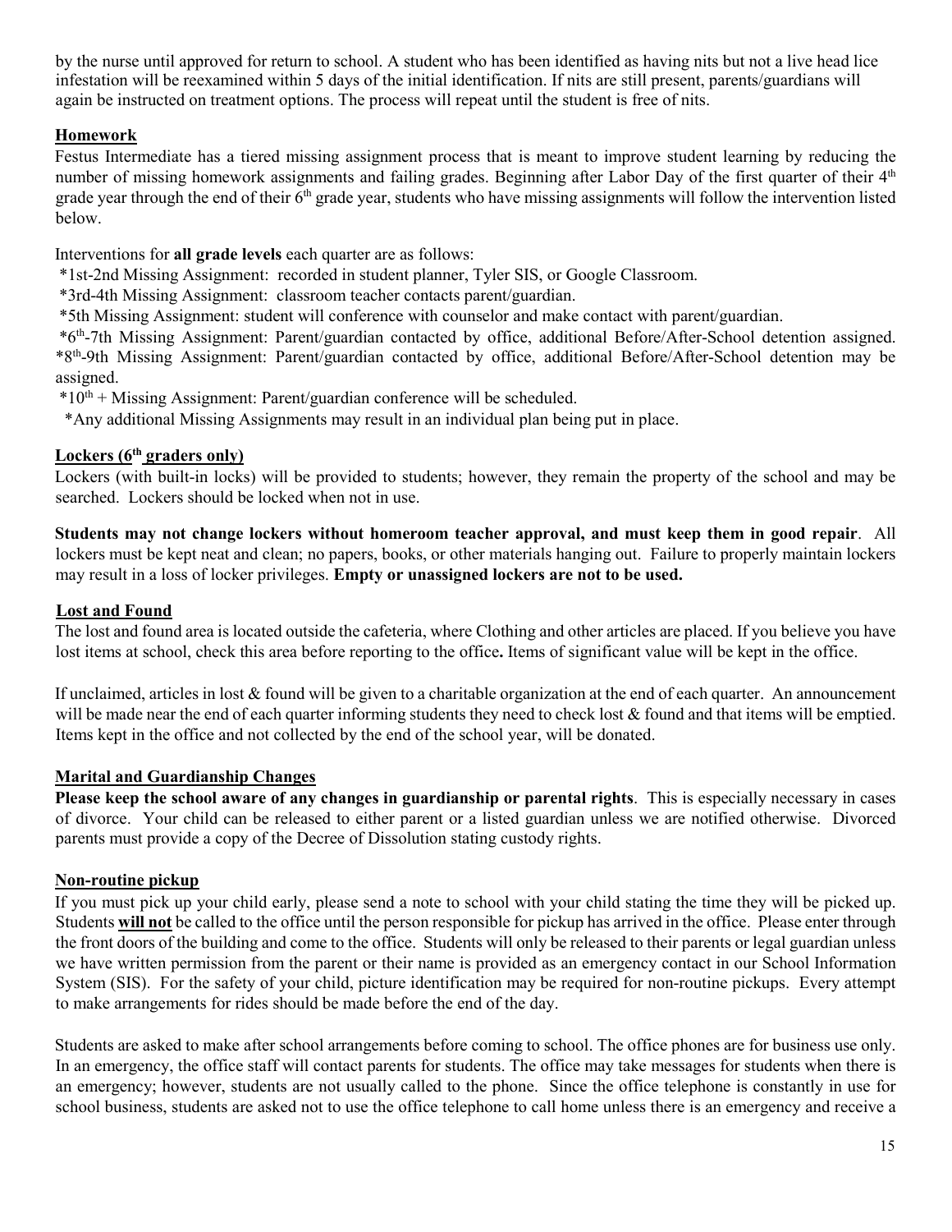by the nurse until approved for return to school. A student who has been identified as having nits but not a live head lice infestation will be reexamined within 5 days of the initial identification. If nits are still present, parents/guardians will again be instructed on treatment options. The process will repeat until the student is free of nits.

## Homework

Festus Intermediate has a tiered missing assignment process that is meant to improve student learning by reducing the number of missing homework assignments and failing grades. Beginning after Labor Day of the first quarter of their 4th grade year through the end of their 6th grade year, students who have missing assignments will follow the intervention listed below.

Interventions for **all grade levels** each quarter are as follows:

*1st-2nd Missing Assignment: recorded in student planner, Tyler SIS, or Google Classroom.
*3rd-4th Missing Assignment: classroom teacher contacts parent/guardian.
*5th Missing Assignment: student will conference with counselor and make contact with parent/guardian.
*6th-7th Missing Assignment: Parent/guardian contacted by office, additional Before/After-School detention assigned.
*8th-9th Missing Assignment: Parent/guardian contacted by office, additional Before/After-School detention may be assigned.
*10th + Missing Assignment: Parent/guardian conference will be scheduled.
*Any additional Missing Assignments may result in an individual plan being put in place.

## Lockers (6th graders only)

Lockers (with built-in locks) will be provided to students; however, they remain the property of the school and may be searched. Lockers should be locked when not in use.

**Students may not change lockers without homeroom teacher approval, and must keep them in good repair**. All lockers must be kept neat and clean; no papers, books, or other materials hanging out. Failure to properly maintain lockers may result in a loss of locker privileges. **Empty or unassigned lockers are not to be used.**

## Lost and Found

The lost and found area is located outside the cafeteria, where Clothing and other articles are placed. If you believe you have lost items at school, check this area before reporting to the office**.** Items of significant value will be kept in the office.

If unclaimed, articles in lost & found will be given to a charitable organization at the end of each quarter. An announcement will be made near the end of each quarter informing students they need to check lost & found and that items will be emptied. Items kept in the office and not collected by the end of the school year, will be donated.

## Marital and Guardianship Changes

**Please keep the school aware of any changes in guardianship or parental rights**. This is especially necessary in cases of divorce. Your child can be released to either parent or a listed guardian unless we are notified otherwise. Divorced parents must provide a copy of the Decree of Dissolution stating custody rights.

## Non-routine pickup

If you must pick up your child early, please send a note to school with your child stating the time they will be picked up. Students **will not** be called to the office until the person responsible for pickup has arrived in the office. Please enter through the front doors of the building and come to the office. Students will only be released to their parents or legal guardian unless we have written permission from the parent or their name is provided as an emergency contact in our School Information System (SIS). For the safety of your child, picture identification may be required for non-routine pickups. Every attempt to make arrangements for rides should be made before the end of the day.

Students are asked to make after school arrangements before coming to school. The office phones are for business use only. In an emergency, the office staff will contact parents for students. The office may take messages for students when there is an emergency; however, students are not usually called to the phone. Since the office telephone is constantly in use for school business, students are asked not to use the office telephone to call home unless there is an emergency and receive a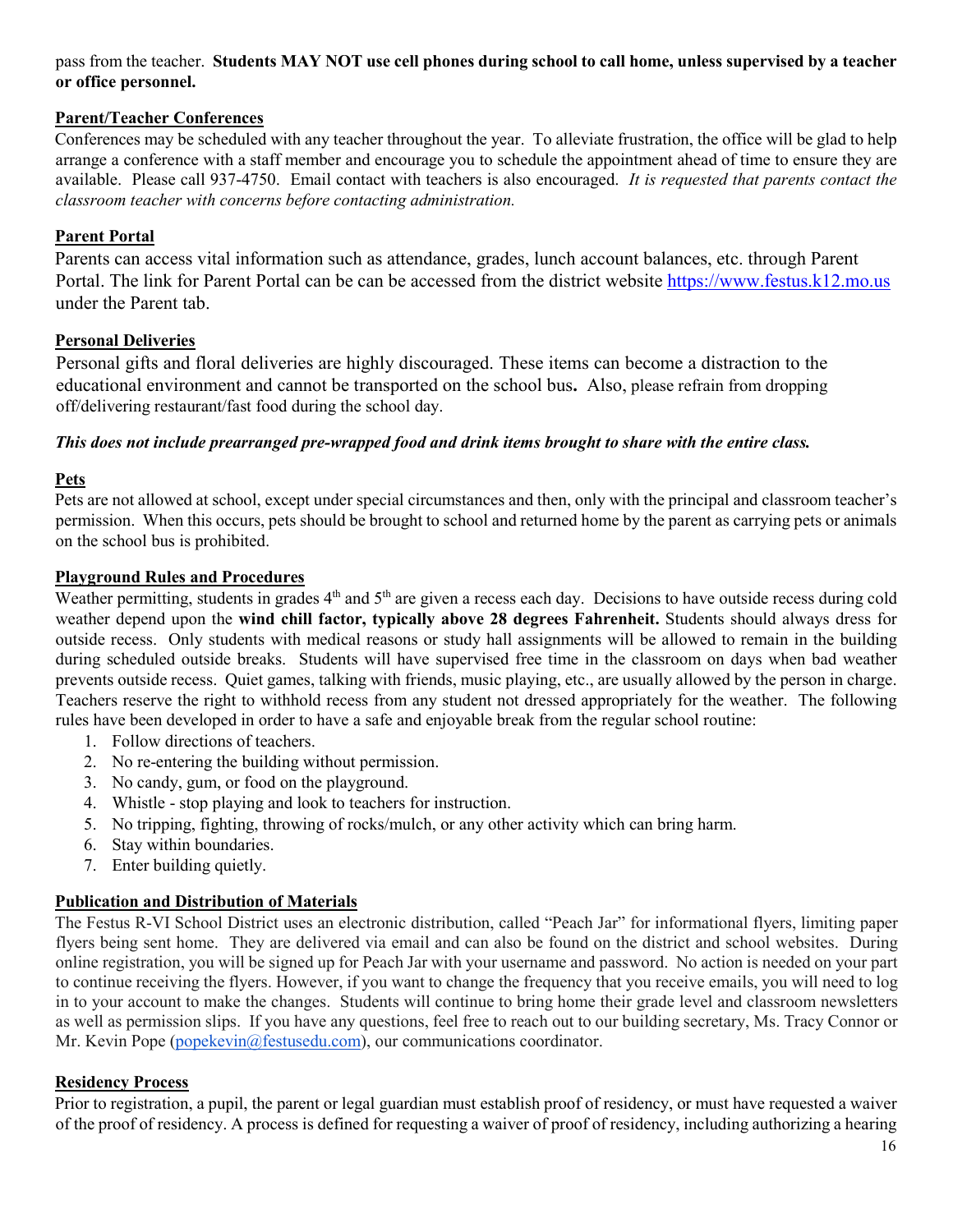pass from the teacher. **Students MAY NOT use cell phones during school to call home, unless supervised by a teacher or office personnel.**

## Parent/Teacher Conferences

Conferences may be scheduled with any teacher throughout the year. To alleviate frustration, the office will be glad to help arrange a conference with a staff member and encourage you to schedule the appointment ahead of time to ensure they are available. Please call 937-4750. Email contact with teachers is also encouraged. *It is requested that parents contact the classroom teacher with concerns before contacting administration.*

## Parent Portal

Parents can access vital information such as attendance, grades, lunch account balances, etc. through Parent Portal. The link for Parent Portal can be can be accessed from the district website https://www.festus.k12.mo.us under the Parent tab.

## Personal Deliveries

Personal gifts and floral deliveries are highly discouraged. These items can become a distraction to the educational environment and cannot be transported on the school bus**.** Also, please refrain from dropping off/delivering restaurant/fast food during the school day.

***This does not include prearranged pre-wrapped food and drink items brought to share with the entire class.***

## Pets

Pets are not allowed at school, except under special circumstances and then, only with the principal and classroom teacher's permission. When this occurs, pets should be brought to school and returned home by the parent as carrying pets or animals on the school bus is prohibited.

## Playground Rules and Procedures

Weather permitting, students in grades 4th and 5th are given a recess each day. Decisions to have outside recess during cold weather depend upon the **wind chill factor, typically above 28 degrees Fahrenheit.** Students should always dress for outside recess. Only students with medical reasons or study hall assignments will be allowed to remain in the building during scheduled outside breaks. Students will have supervised free time in the classroom on days when bad weather prevents outside recess. Quiet games, talking with friends, music playing, etc., are usually allowed by the person in charge. Teachers reserve the right to withhold recess from any student not dressed appropriately for the weather. The following rules have been developed in order to have a safe and enjoyable break from the regular school routine:

1. Follow directions of teachers.
2. No re-entering the building without permission.
3. No candy, gum, or food on the playground.
4. Whistle - stop playing and look to teachers for instruction.
5. No tripping, fighting, throwing of rocks/mulch, or any other activity which can bring harm.
6. Stay within boundaries.
7. Enter building quietly.

## Publication and Distribution of Materials

The Festus R-VI School District uses an electronic distribution, called "Peach Jar" for informational flyers, limiting paper flyers being sent home. They are delivered via email and can also be found on the district and school websites. During online registration, you will be signed up for Peach Jar with your username and password. No action is needed on your part to continue receiving the flyers. However, if you want to change the frequency that you receive emails, you will need to log in to your account to make the changes. Students will continue to bring home their grade level and classroom newsletters as well as permission slips. If you have any questions, feel free to reach out to our building secretary, Ms. Tracy Connor or Mr. Kevin Pope (popekevin@festusedu.com), our communications coordinator.

## Residency Process

Prior to registration, a pupil, the parent or legal guardian must establish proof of residency, or must have requested a waiver of the proof of residency. A process is defined for requesting a waiver of proof of residency, including authorizing a hearing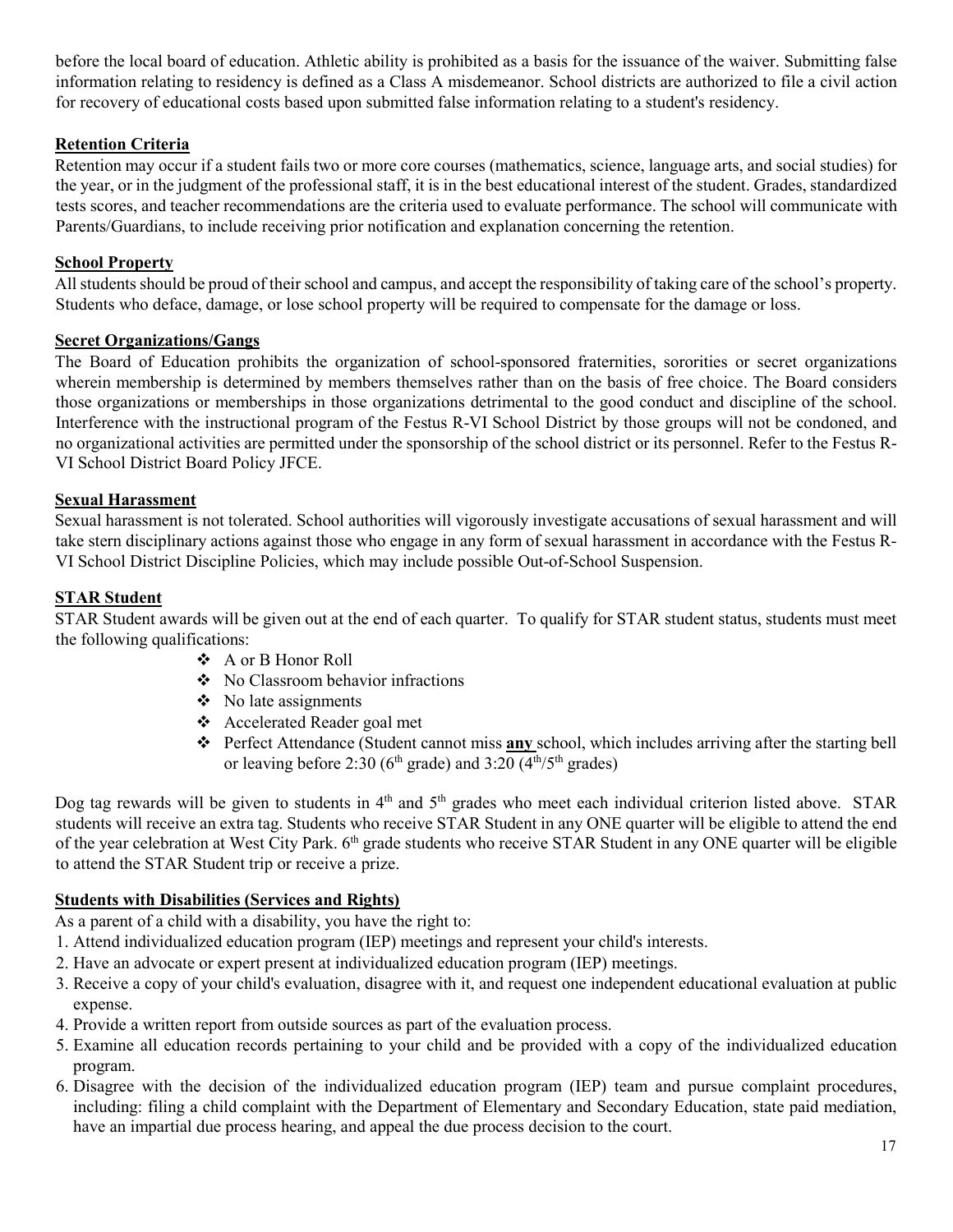before the local board of education. Athletic ability is prohibited as a basis for the issuance of the waiver. Submitting false information relating to residency is defined as a Class A misdemeanor. School districts are authorized to file a civil action for recovery of educational costs based upon submitted false information relating to a student's residency.

**Retention Criteria**

Retention may occur if a student fails two or more core courses (mathematics, science, language arts, and social studies) for the year, or in the judgment of the professional staff, it is in the best educational interest of the student. Grades, standardized tests scores, and teacher recommendations are the criteria used to evaluate performance. The school will communicate with Parents/Guardians, to include receiving prior notification and explanation concerning the retention.

**School Property**

All students should be proud of their school and campus, and accept the responsibility of taking care of the school's property. Students who deface, damage, or lose school property will be required to compensate for the damage or loss.

**Secret Organizations/Gangs**

The Board of Education prohibits the organization of school-sponsored fraternities, sororities or secret organizations wherein membership is determined by members themselves rather than on the basis of free choice. The Board considers those organizations or memberships in those organizations detrimental to the good conduct and discipline of the school. Interference with the instructional program of the Festus R-VI School District by those groups will not be condoned, and no organizational activities are permitted under the sponsorship of the school district or its personnel. Refer to the Festus R-VI School District Board Policy JFCE.

**Sexual Harassment**

Sexual harassment is not tolerated. School authorities will vigorously investigate accusations of sexual harassment and will take stern disciplinary actions against those who engage in any form of sexual harassment in accordance with the Festus R-VI School District Discipline Policies, which may include possible Out-of-School Suspension.

**STAR Student**

STAR Student awards will be given out at the end of each quarter. To qualify for STAR student status, students must meet the following qualifications:

- A or B Honor Roll
- No Classroom behavior infractions
- No late assignments
- Accelerated Reader goal met
- Perfect Attendance (Student cannot miss **any** school, which includes arriving after the starting bell or leaving before 2:30 (6th grade) and 3:20 (4th/5th grades)

Dog tag rewards will be given to students in 4th and 5th grades who meet each individual criterion listed above. STAR students will receive an extra tag. Students who receive STAR Student in any ONE quarter will be eligible to attend the end of the year celebration at West City Park. 6th grade students who receive STAR Student in any ONE quarter will be eligible to attend the STAR Student trip or receive a prize.

**Students with Disabilities (Services and Rights)**

As a parent of a child with a disability, you have the right to:

1. Attend individualized education program (IEP) meetings and represent your child's interests.
2. Have an advocate or expert present at individualized education program (IEP) meetings.
3. Receive a copy of your child's evaluation, disagree with it, and request one independent educational evaluation at public expense.
4. Provide a written report from outside sources as part of the evaluation process.
5. Examine all education records pertaining to your child and be provided with a copy of the individualized education program.
6. Disagree with the decision of the individualized education program (IEP) team and pursue complaint procedures, including: filing a child complaint with the Department of Elementary and Secondary Education, state paid mediation, have an impartial due process hearing, and appeal the due process decision to the court.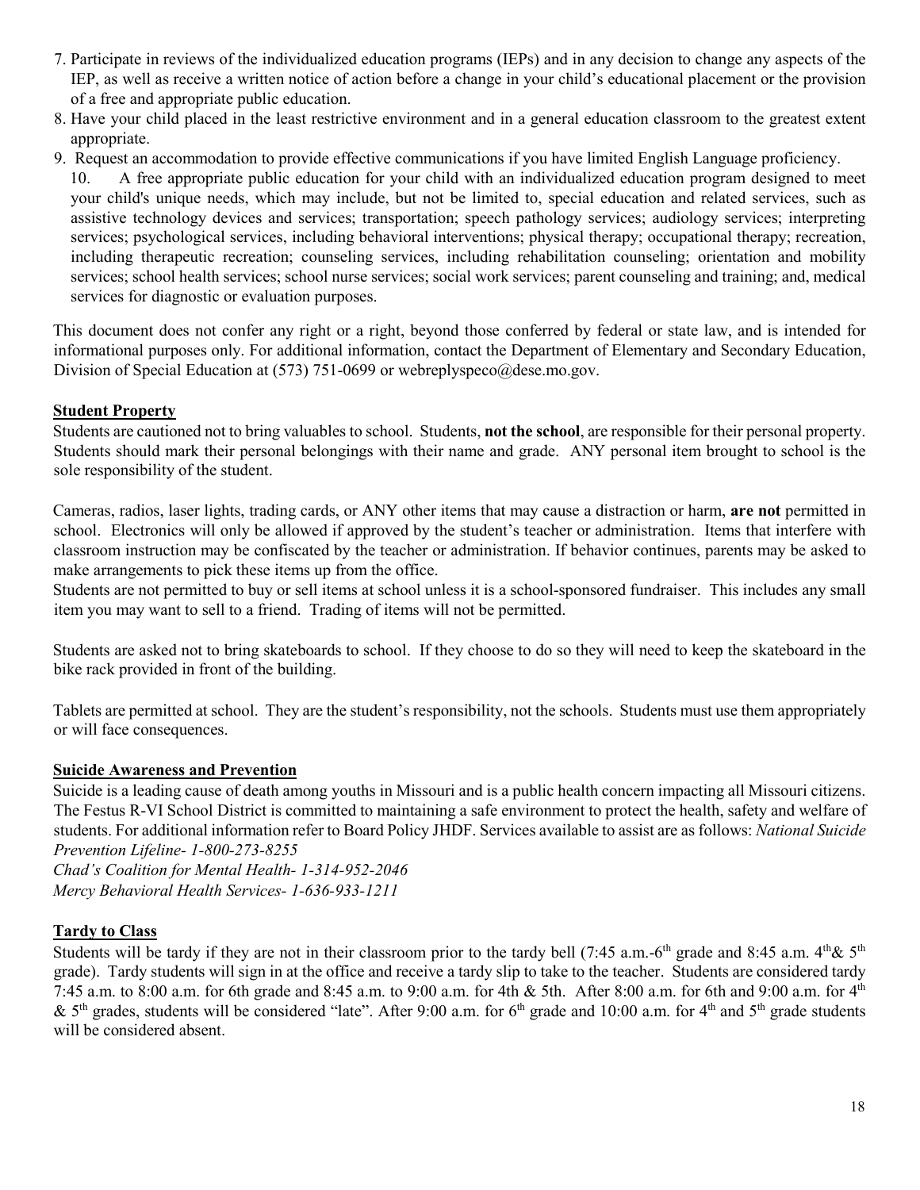7. Participate in reviews of the individualized education programs (IEPs) and in any decision to change any aspects of the IEP, as well as receive a written notice of action before a change in your child's educational placement or the provision of a free and appropriate public education.
8. Have your child placed in the least restrictive environment and in a general education classroom to the greatest extent appropriate.
9. Request an accommodation to provide effective communications if you have limited English Language proficiency.
10. A free appropriate public education for your child with an individualized education program designed to meet your child's unique needs, which may include, but not be limited to, special education and related services, such as assistive technology devices and services; transportation; speech pathology services; audiology services; interpreting services; psychological services, including behavioral interventions; physical therapy; occupational therapy; recreation, including therapeutic recreation; counseling services, including rehabilitation counseling; orientation and mobility services; school health services; school nurse services; social work services; parent counseling and training; and, medical services for diagnostic or evaluation purposes.

This document does not confer any right or a right, beyond those conferred by federal or state law, and is intended for informational purposes only. For additional information, contact the Department of Elementary and Secondary Education, Division of Special Education at (573) 751-0699 or webreplyspeco@dese.mo.gov.

## Student Property

Students are cautioned not to bring valuables to school. Students, **not the school**, are responsible for their personal property. Students should mark their personal belongings with their name and grade. ANY personal item brought to school is the sole responsibility of the student.

Cameras, radios, laser lights, trading cards, or ANY other items that may cause a distraction or harm, **are not** permitted in school. Electronics will only be allowed if approved by the student's teacher or administration. Items that interfere with classroom instruction may be confiscated by the teacher or administration. If behavior continues, parents may be asked to make arrangements to pick these items up from the office.
Students are not permitted to buy or sell items at school unless it is a school-sponsored fundraiser. This includes any small item you may want to sell to a friend. Trading of items will not be permitted.

Students are asked not to bring skateboards to school. If they choose to do so they will need to keep the skateboard in the bike rack provided in front of the building.

Tablets are permitted at school. They are the student's responsibility, not the schools. Students must use them appropriately or will face consequences.

## Suicide Awareness and Prevention

Suicide is a leading cause of death among youths in Missouri and is a public health concern impacting all Missouri citizens. The Festus R-VI School District is committed to maintaining a safe environment to protect the health, safety and welfare of students. For additional information refer to Board Policy JHDF. Services available to assist are as follows: *National Suicide Prevention Lifeline- 1-800-273-8255*
*Chad's Coalition for Mental Health- 1-314-952-2046*
*Mercy Behavioral Health Services- 1-636-933-1211*

## Tardy to Class

Students will be tardy if they are not in their classroom prior to the tardy bell (7:45 a.m.-6th grade and 8:45 a.m. 4th& 5th grade). Tardy students will sign in at the office and receive a tardy slip to take to the teacher. Students are considered tardy 7:45 a.m. to 8:00 a.m. for 6th grade and 8:45 a.m. to 9:00 a.m. for 4th & 5th. After 8:00 a.m. for 6th and 9:00 a.m. for 4th & 5th grades, students will be considered "late". After 9:00 a.m. for 6th grade and 10:00 a.m. for 4th and 5th grade students will be considered absent.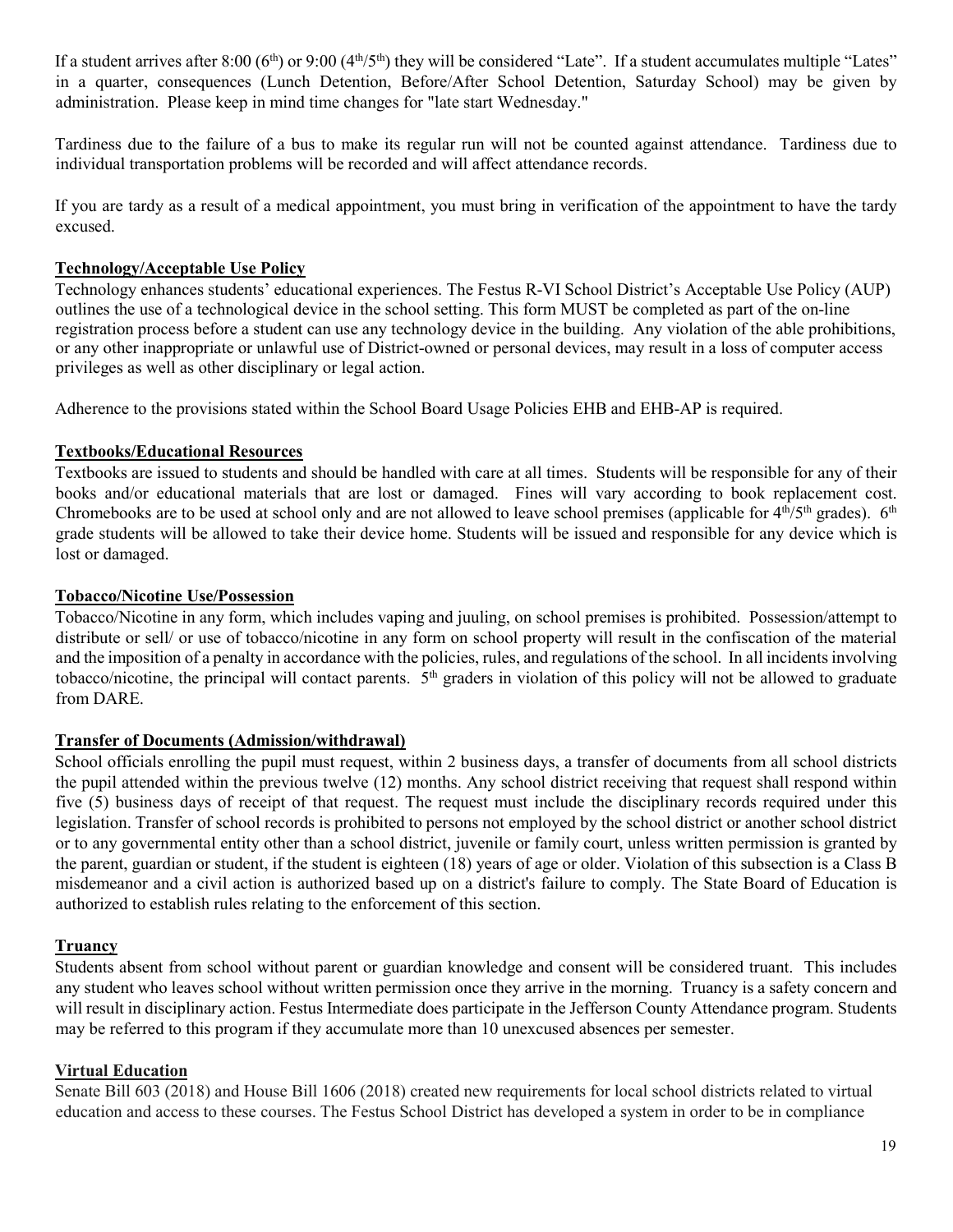If a student arrives after 8:00 (6th) or 9:00 (4th/5th) they will be considered "Late". If a student accumulates multiple "Lates" in a quarter, consequences (Lunch Detention, Before/After School Detention, Saturday School) may be given by administration. Please keep in mind time changes for "late start Wednesday."

Tardiness due to the failure of a bus to make its regular run will not be counted against attendance. Tardiness due to individual transportation problems will be recorded and will affect attendance records.

If you are tardy as a result of a medical appointment, you must bring in verification of the appointment to have the tardy excused.

**Technology/Acceptable Use Policy**

Technology enhances students' educational experiences. The Festus R-VI School District's Acceptable Use Policy (AUP) outlines the use of a technological device in the school setting. This form MUST be completed as part of the on-line registration process before a student can use any technology device in the building. Any violation of the able prohibitions, or any other inappropriate or unlawful use of District-owned or personal devices, may result in a loss of computer access privileges as well as other disciplinary or legal action.

Adherence to the provisions stated within the School Board Usage Policies EHB and EHB-AP is required.

**Textbooks/Educational Resources**

Textbooks are issued to students and should be handled with care at all times. Students will be responsible for any of their books and/or educational materials that are lost or damaged. Fines will vary according to book replacement cost. Chromebooks are to be used at school only and are not allowed to leave school premises (applicable for 4th/5th grades). 6th grade students will be allowed to take their device home. Students will be issued and responsible for any device which is lost or damaged.

**Tobacco/Nicotine Use/Possession**

Tobacco/Nicotine in any form, which includes vaping and juuling, on school premises is prohibited. Possession/attempt to distribute or sell/ or use of tobacco/nicotine in any form on school property will result in the confiscation of the material and the imposition of a penalty in accordance with the policies, rules, and regulations of the school. In all incidents involving tobacco/nicotine, the principal will contact parents. 5th graders in violation of this policy will not be allowed to graduate from DARE.

**Transfer of Documents (Admission/withdrawal)**

School officials enrolling the pupil must request, within 2 business days, a transfer of documents from all school districts the pupil attended within the previous twelve (12) months. Any school district receiving that request shall respond within five (5) business days of receipt of that request. The request must include the disciplinary records required under this legislation. Transfer of school records is prohibited to persons not employed by the school district or another school district or to any governmental entity other than a school district, juvenile or family court, unless written permission is granted by the parent, guardian or student, if the student is eighteen (18) years of age or older. Violation of this subsection is a Class B misdemeanor and a civil action is authorized based up on a district's failure to comply. The State Board of Education is authorized to establish rules relating to the enforcement of this section.

**Truancy**

Students absent from school without parent or guardian knowledge and consent will be considered truant. This includes any student who leaves school without written permission once they arrive in the morning. Truancy is a safety concern and will result in disciplinary action. Festus Intermediate does participate in the Jefferson County Attendance program. Students may be referred to this program if they accumulate more than 10 unexcused absences per semester.

**Virtual Education**

Senate Bill 603 (2018) and House Bill 1606 (2018) created new requirements for local school districts related to virtual education and access to these courses. The Festus School District has developed a system in order to be in compliance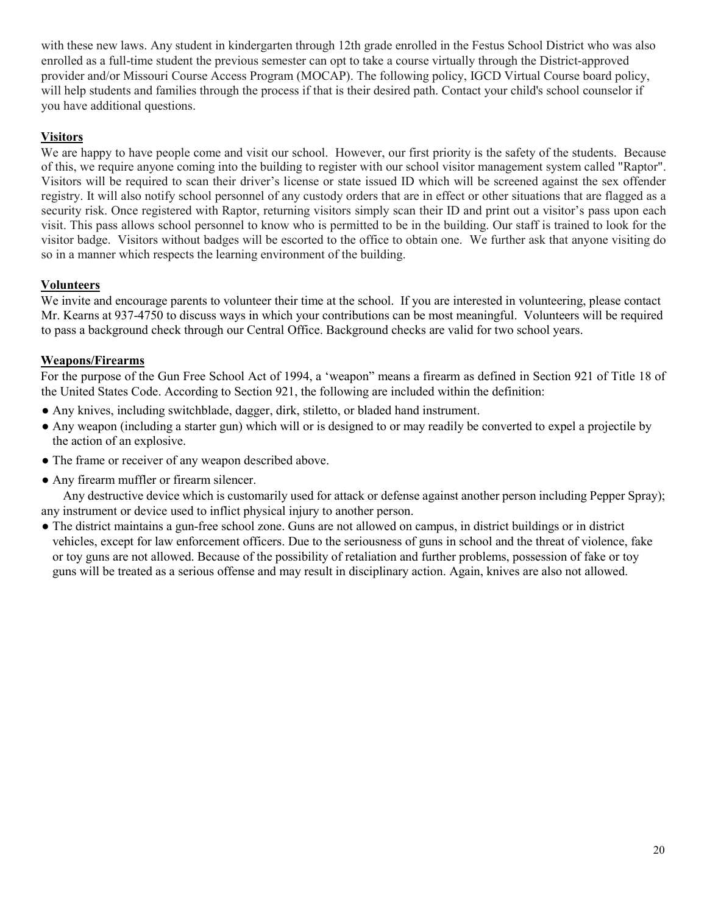with these new laws. Any student in kindergarten through 12th grade enrolled in the Festus School District who was also enrolled as a full-time student the previous semester can opt to take a course virtually through the District-approved provider and/or Missouri Course Access Program (MOCAP). The following policy, IGCD Virtual Course board policy, will help students and families through the process if that is their desired path. Contact your child's school counselor if you have additional questions.

## Visitors

We are happy to have people come and visit our school. However, our first priority is the safety of the students. Because of this, we require anyone coming into the building to register with our school visitor management system called "Raptor". Visitors will be required to scan their driver's license or state issued ID which will be screened against the sex offender registry. It will also notify school personnel of any custody orders that are in effect or other situations that are flagged as a security risk. Once registered with Raptor, returning visitors simply scan their ID and print out a visitor's pass upon each visit. This pass allows school personnel to know who is permitted to be in the building. Our staff is trained to look for the visitor badge. Visitors without badges will be escorted to the office to obtain one. We further ask that anyone visiting do so in a manner which respects the learning environment of the building.

## Volunteers

We invite and encourage parents to volunteer their time at the school. If you are interested in volunteering, please contact Mr. Kearns at 937-4750 to discuss ways in which your contributions can be most meaningful. Volunteers will be required to pass a background check through our Central Office. Background checks are valid for two school years.

## Weapons/Firearms

For the purpose of the Gun Free School Act of 1994, a 'weapon" means a firearm as defined in Section 921 of Title 18 of the United States Code. According to Section 921, the following are included within the definition:

- Any knives, including switchblade, dagger, dirk, stiletto, or bladed hand instrument.
- Any weapon (including a starter gun) which will or is designed to or may readily be converted to expel a projectile by the action of an explosive.
- The frame or receiver of any weapon described above.
- Any firearm muffler or firearm silencer.

Any destructive device which is customarily used for attack or defense against another person including Pepper Spray); any instrument or device used to inflict physical injury to another person.

- The district maintains a gun-free school zone. Guns are not allowed on campus, in district buildings or in district vehicles, except for law enforcement officers. Due to the seriousness of guns in school and the threat of violence, fake or toy guns are not allowed. Because of the possibility of retaliation and further problems, possession of fake or toy guns will be treated as a serious offense and may result in disciplinary action. Again, knives are also not allowed.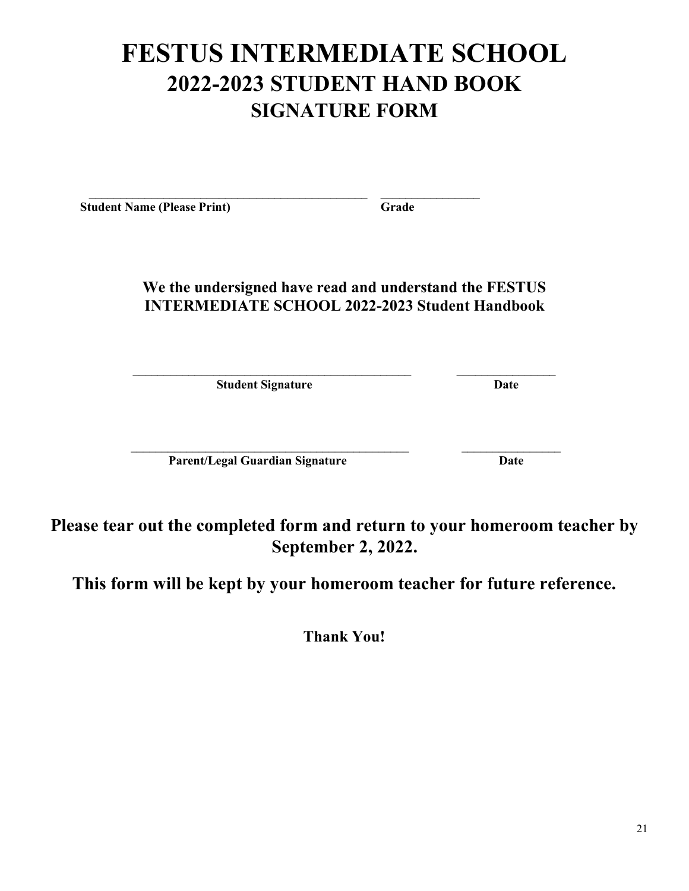# FESTUS INTERMEDIATE SCHOOL
## 2022-2023 STUDENT HAND BOOK
### SIGNATURE FORM

_____________________________________________ _______________
**Student Name (Please Print)** **Grade**

**We the undersigned have read and understand the FESTUS INTERMEDIATE SCHOOL 2022-2023 Student Handbook**

_____________________________________________ _______________
**Student Signature** **Date**

_____________________________________________ _______________
**Parent/Legal Guardian Signature** **Date**

**Please tear out the completed form and return to your homeroom teacher by September 2, 2022.**

**This form will be kept by your homeroom teacher for future reference.**

**Thank You!**